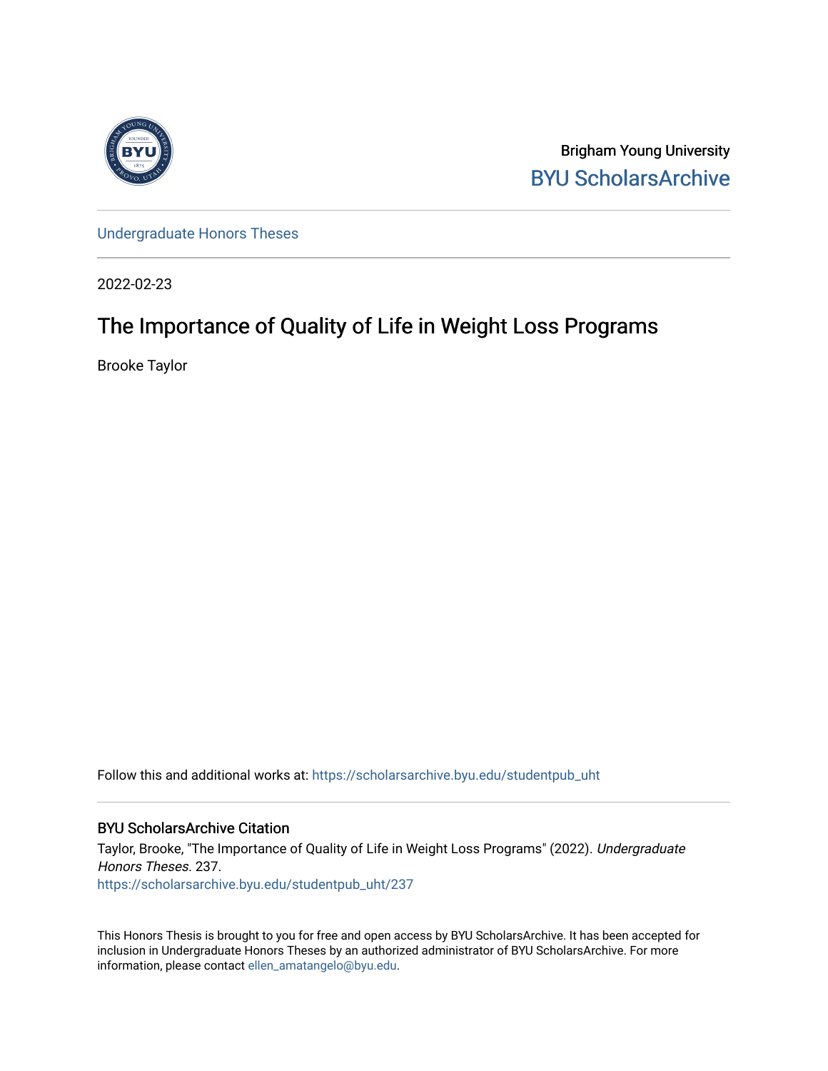Brigham Young University

BYU ScholarsArchive

Undergraduate Honors Theses

2022-02-23

# The Importance of Quality of Life in Weight Loss Programs

Brooke Taylor

Follow this and additional works at: https://scholarsarchive.byu.edu/studentpub_uht

## BYU ScholarsArchive Citation

Taylor, Brooke, "The Importance of Quality of Life in Weight Loss Programs" (2022). *Undergraduate Honors Theses*. 237.
https://scholarsarchive.byu.edu/studentpub_uht/237

This Honors Thesis is brought to you for free and open access by BYU ScholarsArchive. It has been accepted for inclusion in Undergraduate Honors Theses by an authorized administrator of BYU ScholarsArchive. For more information, please contact ellen_amatangelo@byu.edu.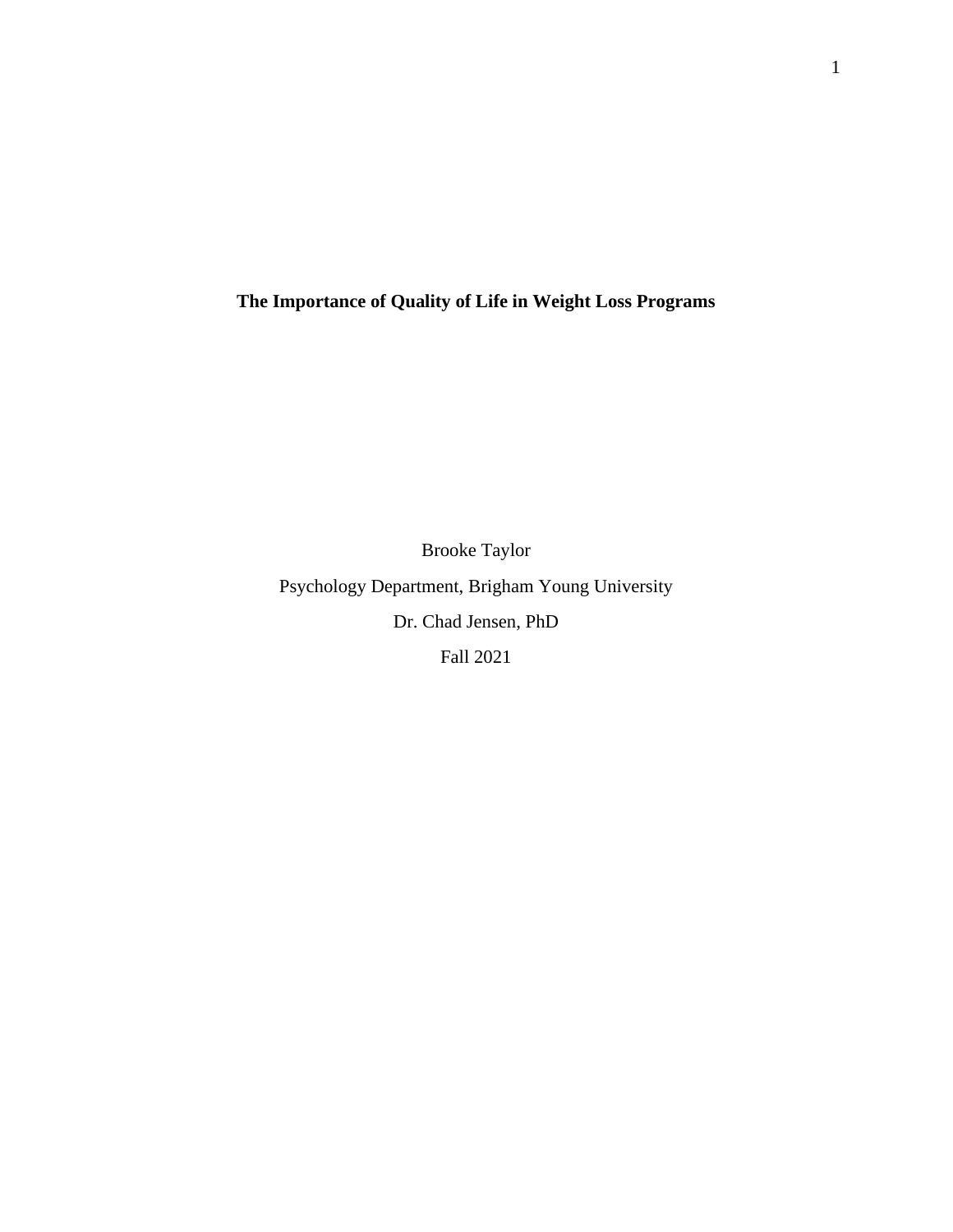# The Importance of Quality of Life in Weight Loss Programs

Brooke Taylor

Psychology Department, Brigham Young University

Dr. Chad Jensen, PhD

Fall 2021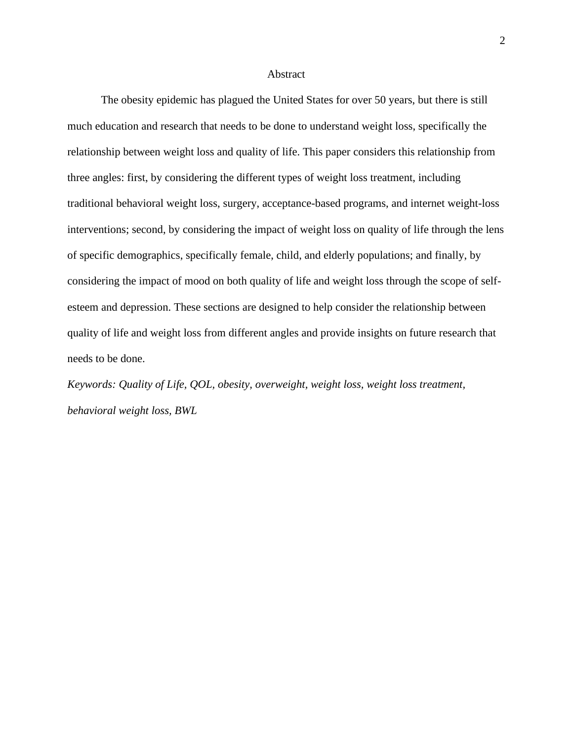# Abstract

The obesity epidemic has plagued the United States for over 50 years, but there is still much education and research that needs to be done to understand weight loss, specifically the relationship between weight loss and quality of life. This paper considers this relationship from three angles: first, by considering the different types of weight loss treatment, including traditional behavioral weight loss, surgery, acceptance-based programs, and internet weight-loss interventions; second, by considering the impact of weight loss on quality of life through the lens of specific demographics, specifically female, child, and elderly populations; and finally, by considering the impact of mood on both quality of life and weight loss through the scope of self-esteem and depression. These sections are designed to help consider the relationship between quality of life and weight loss from different angles and provide insights on future research that needs to be done.

*Keywords: Quality of Life, QOL, obesity, overweight, weight loss, weight loss treatment, behavioral weight loss, BWL*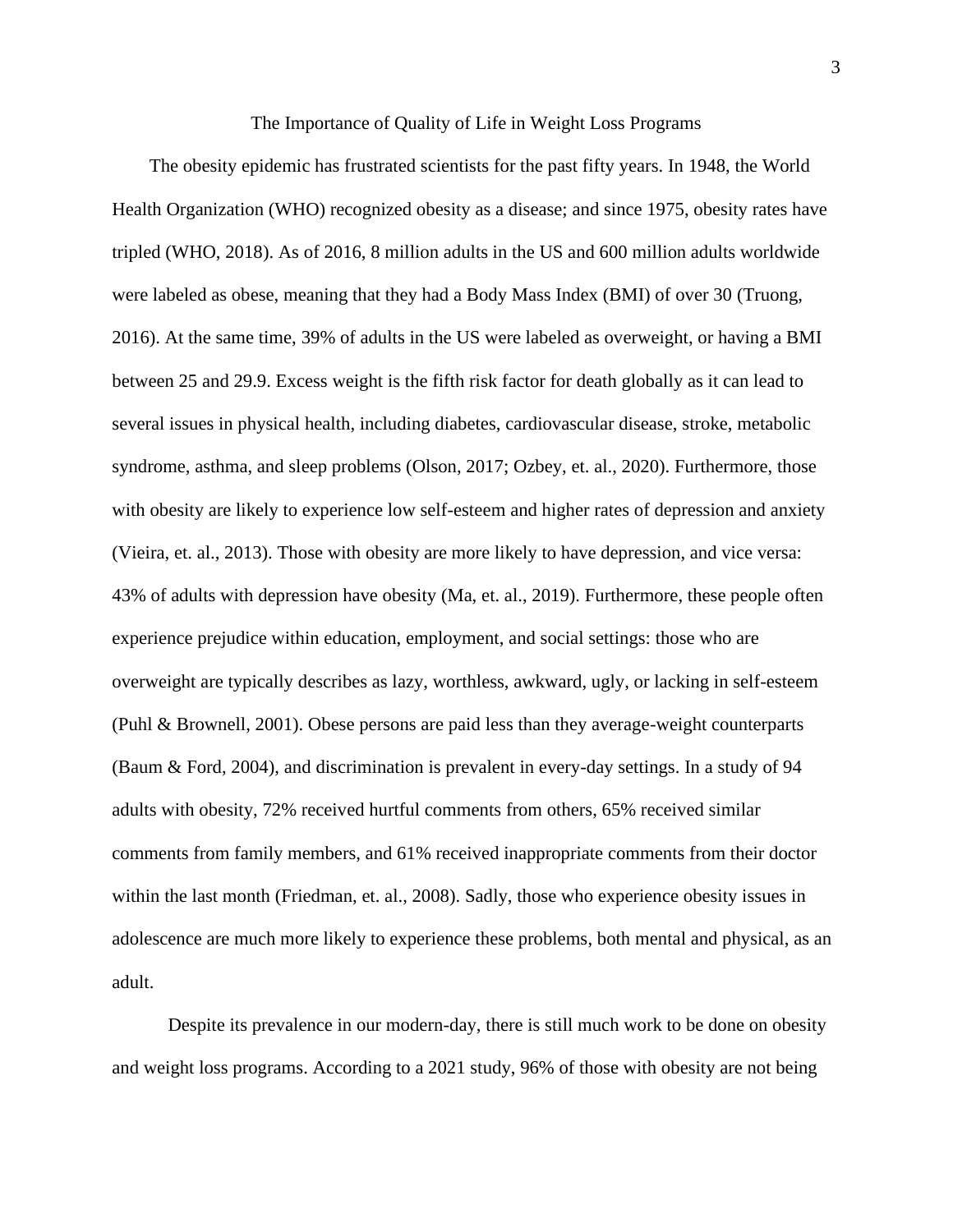# The Importance of Quality of Life in Weight Loss Programs

The obesity epidemic has frustrated scientists for the past fifty years. In 1948, the World Health Organization (WHO) recognized obesity as a disease; and since 1975, obesity rates have tripled (WHO, 2018). As of 2016, 8 million adults in the US and 600 million adults worldwide were labeled as obese, meaning that they had a Body Mass Index (BMI) of over 30 (Truong, 2016). At the same time, 39% of adults in the US were labeled as overweight, or having a BMI between 25 and 29.9. Excess weight is the fifth risk factor for death globally as it can lead to several issues in physical health, including diabetes, cardiovascular disease, stroke, metabolic syndrome, asthma, and sleep problems (Olson, 2017; Ozbey, et. al., 2020). Furthermore, those with obesity are likely to experience low self-esteem and higher rates of depression and anxiety (Vieira, et. al., 2013). Those with obesity are more likely to have depression, and vice versa: 43% of adults with depression have obesity (Ma, et. al., 2019). Furthermore, these people often experience prejudice within education, employment, and social settings: those who are overweight are typically describes as lazy, worthless, awkward, ugly, or lacking in self-esteem (Puhl & Brownell, 2001). Obese persons are paid less than they average-weight counterparts (Baum & Ford, 2004), and discrimination is prevalent in every-day settings. In a study of 94 adults with obesity, 72% received hurtful comments from others, 65% received similar comments from family members, and 61% received inappropriate comments from their doctor within the last month (Friedman, et. al., 2008). Sadly, those who experience obesity issues in adolescence are much more likely to experience these problems, both mental and physical, as an adult.

Despite its prevalence in our modern-day, there is still much work to be done on obesity and weight loss programs. According to a 2021 study, 96% of those with obesity are not being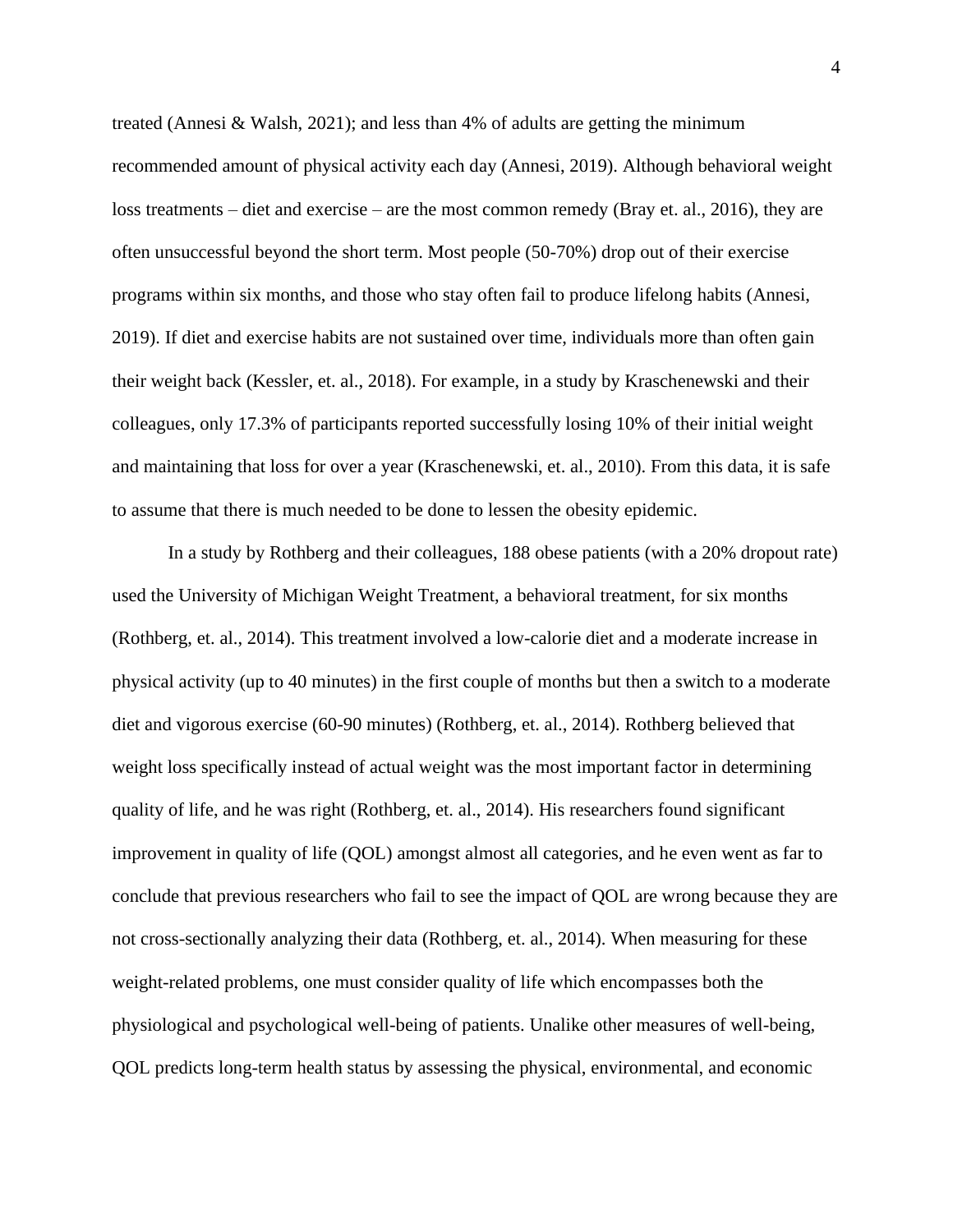treated (Annesi & Walsh, 2021); and less than 4% of adults are getting the minimum recommended amount of physical activity each day (Annesi, 2019). Although behavioral weight loss treatments – diet and exercise – are the most common remedy (Bray et. al., 2016), they are often unsuccessful beyond the short term. Most people (50-70%) drop out of their exercise programs within six months, and those who stay often fail to produce lifelong habits (Annesi, 2019). If diet and exercise habits are not sustained over time, individuals more than often gain their weight back (Kessler, et. al., 2018). For example, in a study by Kraschenewski and their colleagues, only 17.3% of participants reported successfully losing 10% of their initial weight and maintaining that loss for over a year (Kraschenewski, et. al., 2010). From this data, it is safe to assume that there is much needed to be done to lessen the obesity epidemic.

In a study by Rothberg and their colleagues, 188 obese patients (with a 20% dropout rate) used the University of Michigan Weight Treatment, a behavioral treatment, for six months (Rothberg, et. al., 2014). This treatment involved a low-calorie diet and a moderate increase in physical activity (up to 40 minutes) in the first couple of months but then a switch to a moderate diet and vigorous exercise (60-90 minutes) (Rothberg, et. al., 2014). Rothberg believed that weight loss specifically instead of actual weight was the most important factor in determining quality of life, and he was right (Rothberg, et. al., 2014). His researchers found significant improvement in quality of life (QOL) amongst almost all categories, and he even went as far to conclude that previous researchers who fail to see the impact of QOL are wrong because they are not cross-sectionally analyzing their data (Rothberg, et. al., 2014). When measuring for these weight-related problems, one must consider quality of life which encompasses both the physiological and psychological well-being of patients. Unalike other measures of well-being, QOL predicts long-term health status by assessing the physical, environmental, and economic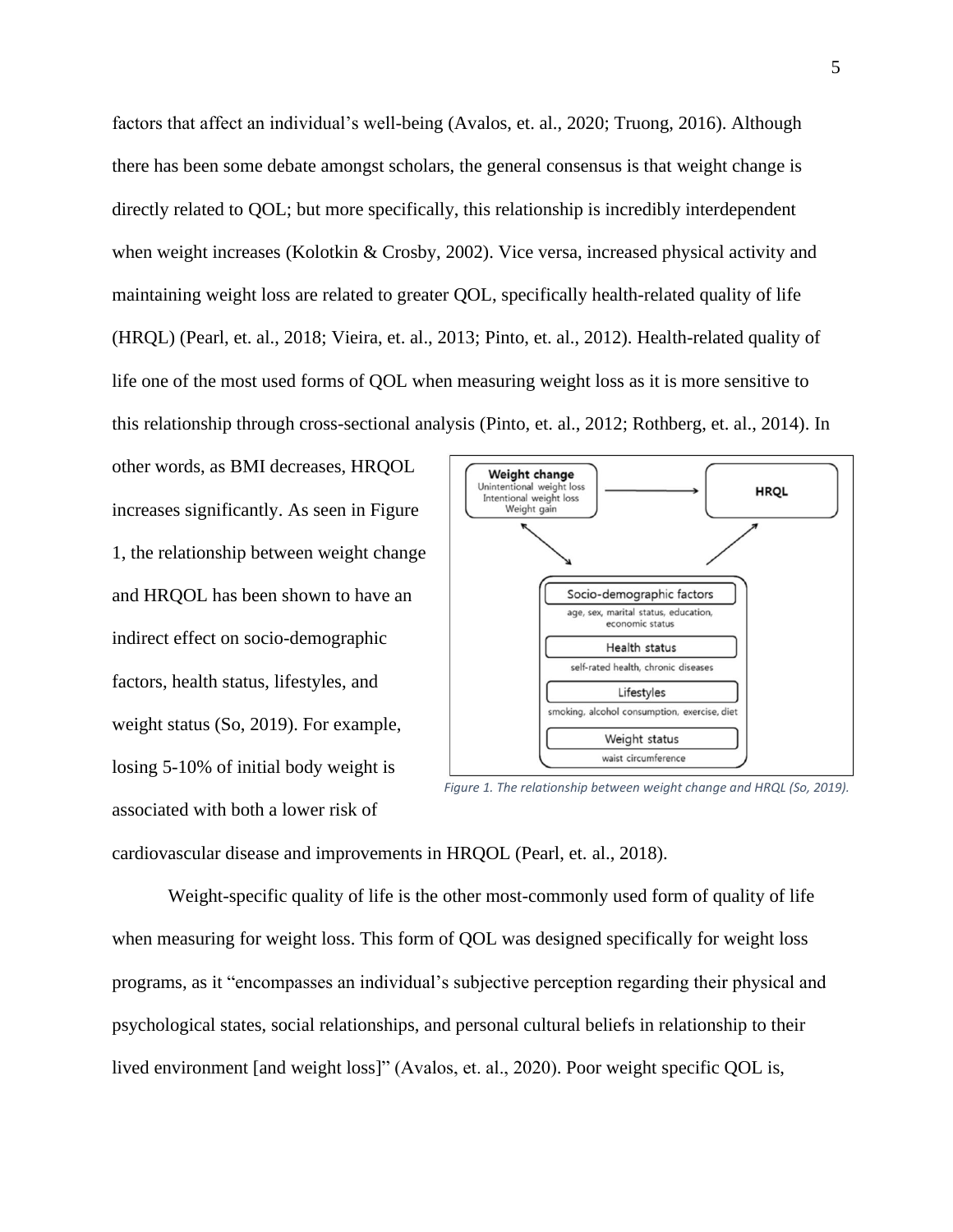factors that affect an individual's well-being (Avalos, et. al., 2020; Truong, 2016). Although there has been some debate amongst scholars, the general consensus is that weight change is directly related to QOL; but more specifically, this relationship is incredibly interdependent when weight increases (Kolotkin & Crosby, 2002). Vice versa, increased physical activity and maintaining weight loss are related to greater QOL, specifically health-related quality of life (HRQL) (Pearl, et. al., 2018; Vieira, et. al., 2013; Pinto, et. al., 2012). Health-related quality of life one of the most used forms of QOL when measuring weight loss as it is more sensitive to this relationship through cross-sectional analysis (Pinto, et. al., 2012; Rothberg, et. al., 2014). In other words, as BMI decreases, HRQOL increases significantly. As seen in Figure 1, the relationship between weight change and HRQOL has been shown to have an indirect effect on socio-demographic factors, health status, lifestyles, and weight status (So, 2019). For example, losing 5-10% of initial body weight is associated with both a lower risk of cardiovascular disease and improvements in HRQOL (Pearl, et. al., 2018).

*Figure 1. The relationship between weight change and HRQL (So, 2019).*

Weight-specific quality of life is the other most-commonly used form of quality of life when measuring for weight loss. This form of QOL was designed specifically for weight loss programs, as it "encompasses an individual's subjective perception regarding their physical and psychological states, social relationships, and personal cultural beliefs in relationship to their lived environment [and weight loss]" (Avalos, et. al., 2020). Poor weight specific QOL is,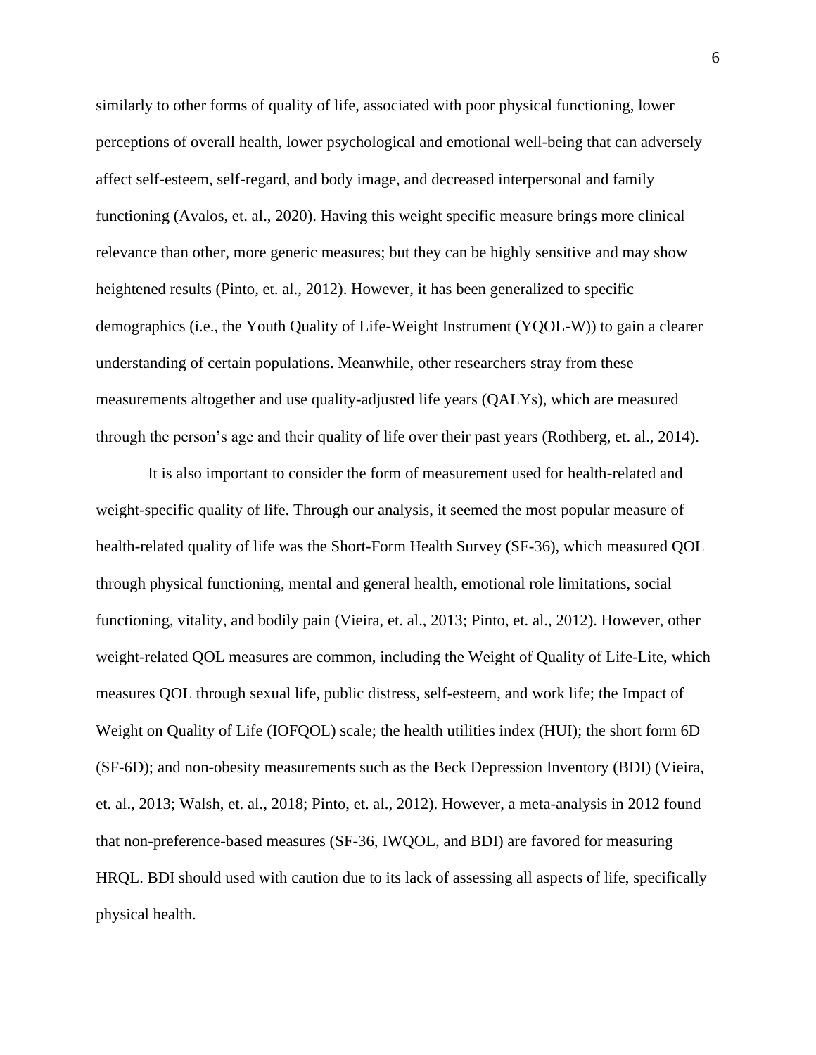similarly to other forms of quality of life, associated with poor physical functioning, lower perceptions of overall health, lower psychological and emotional well-being that can adversely affect self-esteem, self-regard, and body image, and decreased interpersonal and family functioning (Avalos, et. al., 2020). Having this weight specific measure brings more clinical relevance than other, more generic measures; but they can be highly sensitive and may show heightened results (Pinto, et. al., 2012). However, it has been generalized to specific demographics (i.e., the Youth Quality of Life-Weight Instrument (YQOL-W)) to gain a clearer understanding of certain populations. Meanwhile, other researchers stray from these measurements altogether and use quality-adjusted life years (QALYs), which are measured through the person's age and their quality of life over their past years (Rothberg, et. al., 2014).

It is also important to consider the form of measurement used for health-related and weight-specific quality of life. Through our analysis, it seemed the most popular measure of health-related quality of life was the Short-Form Health Survey (SF-36), which measured QOL through physical functioning, mental and general health, emotional role limitations, social functioning, vitality, and bodily pain (Vieira, et. al., 2013; Pinto, et. al., 2012). However, other weight-related QOL measures are common, including the Weight of Quality of Life-Lite, which measures QOL through sexual life, public distress, self-esteem, and work life; the Impact of Weight on Quality of Life (IOFQOL) scale; the health utilities index (HUI); the short form 6D (SF-6D); and non-obesity measurements such as the Beck Depression Inventory (BDI) (Vieira, et. al., 2013; Walsh, et. al., 2018; Pinto, et. al., 2012). However, a meta-analysis in 2012 found that non-preference-based measures (SF-36, IWQOL, and BDI) are favored for measuring HRQL. BDI should used with caution due to its lack of assessing all aspects of life, specifically physical health.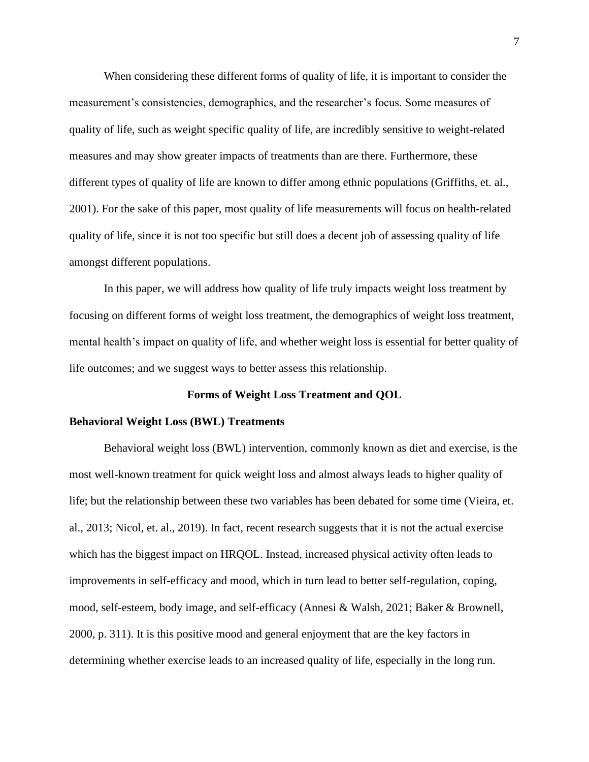When considering these different forms of quality of life, it is important to consider the measurement's consistencies, demographics, and the researcher's focus. Some measures of quality of life, such as weight specific quality of life, are incredibly sensitive to weight-related measures and may show greater impacts of treatments than are there. Furthermore, these different types of quality of life are known to differ among ethnic populations (Griffiths, et. al., 2001). For the sake of this paper, most quality of life measurements will focus on health-related quality of life, since it is not too specific but still does a decent job of assessing quality of life amongst different populations.

In this paper, we will address how quality of life truly impacts weight loss treatment by focusing on different forms of weight loss treatment, the demographics of weight loss treatment, mental health's impact on quality of life, and whether weight loss is essential for better quality of life outcomes; and we suggest ways to better assess this relationship.

## Forms of Weight Loss Treatment and QOL

### Behavioral Weight Loss (BWL) Treatments

Behavioral weight loss (BWL) intervention, commonly known as diet and exercise, is the most well-known treatment for quick weight loss and almost always leads to higher quality of life; but the relationship between these two variables has been debated for some time (Vieira, et. al., 2013; Nicol, et. al., 2019). In fact, recent research suggests that it is not the actual exercise which has the biggest impact on HRQOL. Instead, increased physical activity often leads to improvements in self-efficacy and mood, which in turn lead to better self-regulation, coping, mood, self-esteem, body image, and self-efficacy (Annesi & Walsh, 2021; Baker & Brownell, 2000, p. 311). It is this positive mood and general enjoyment that are the key factors in determining whether exercise leads to an increased quality of life, especially in the long run.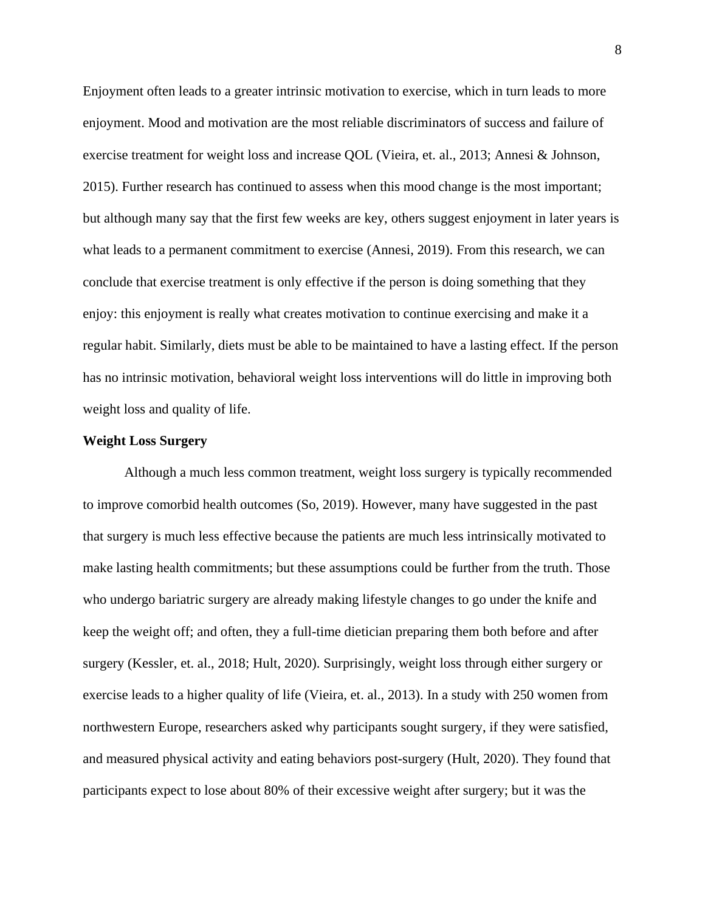Enjoyment often leads to a greater intrinsic motivation to exercise, which in turn leads to more enjoyment. Mood and motivation are the most reliable discriminators of success and failure of exercise treatment for weight loss and increase QOL (Vieira, et. al., 2013; Annesi & Johnson, 2015). Further research has continued to assess when this mood change is the most important; but although many say that the first few weeks are key, others suggest enjoyment in later years is what leads to a permanent commitment to exercise (Annesi, 2019). From this research, we can conclude that exercise treatment is only effective if the person is doing something that they enjoy: this enjoyment is really what creates motivation to continue exercising and make it a regular habit. Similarly, diets must be able to be maintained to have a lasting effect. If the person has no intrinsic motivation, behavioral weight loss interventions will do little in improving both weight loss and quality of life.

**Weight Loss Surgery**

Although a much less common treatment, weight loss surgery is typically recommended to improve comorbid health outcomes (So, 2019). However, many have suggested in the past that surgery is much less effective because the patients are much less intrinsically motivated to make lasting health commitments; but these assumptions could be further from the truth. Those who undergo bariatric surgery are already making lifestyle changes to go under the knife and keep the weight off; and often, they a full-time dietician preparing them both before and after surgery (Kessler, et. al., 2018; Hult, 2020). Surprisingly, weight loss through either surgery or exercise leads to a higher quality of life (Vieira, et. al., 2013). In a study with 250 women from northwestern Europe, researchers asked why participants sought surgery, if they were satisfied, and measured physical activity and eating behaviors post-surgery (Hult, 2020). They found that participants expect to lose about 80% of their excessive weight after surgery; but it was the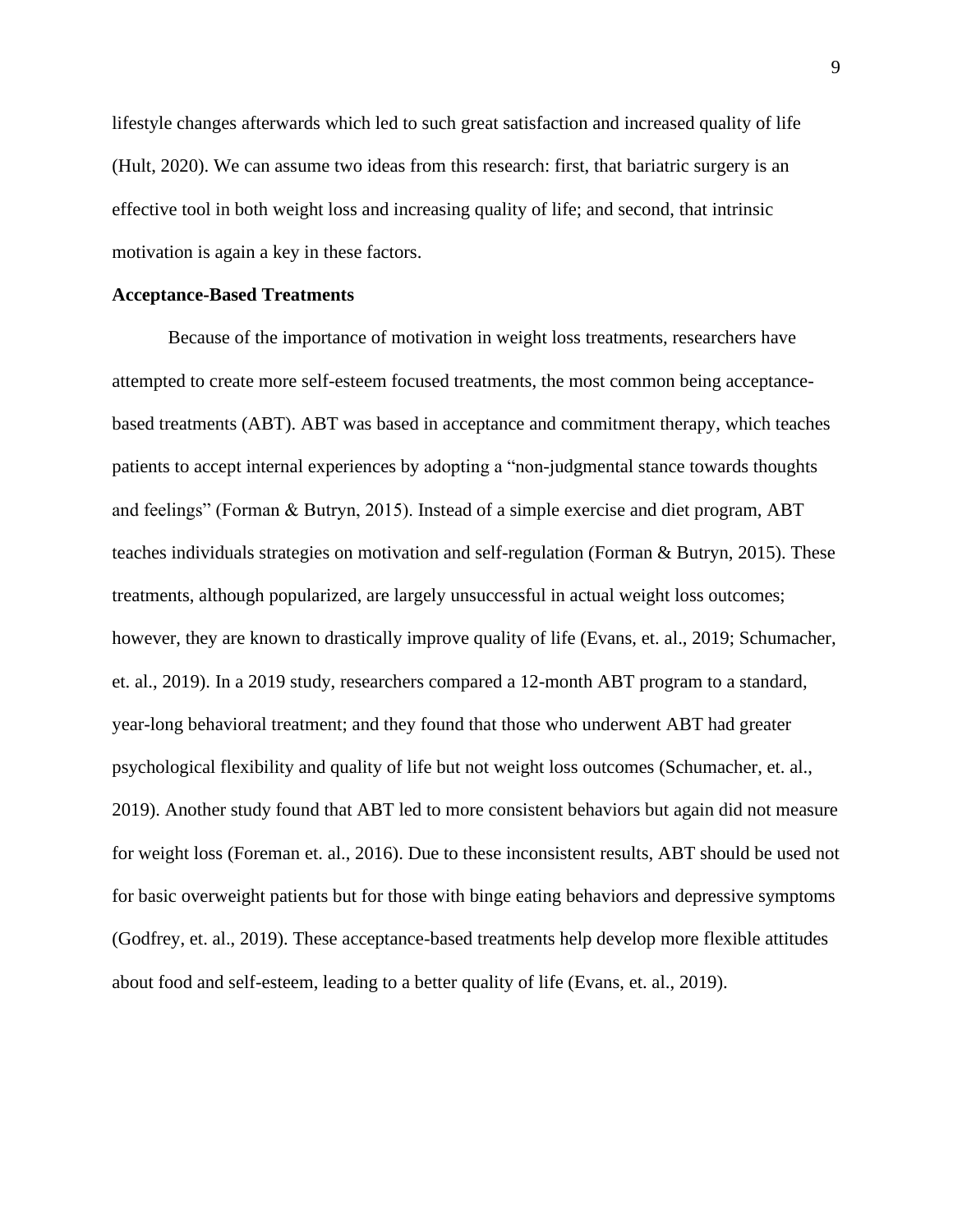lifestyle changes afterwards which led to such great satisfaction and increased quality of life (Hult, 2020). We can assume two ideas from this research: first, that bariatric surgery is an effective tool in both weight loss and increasing quality of life; and second, that intrinsic motivation is again a key in these factors.

**Acceptance-Based Treatments**

Because of the importance of motivation in weight loss treatments, researchers have attempted to create more self-esteem focused treatments, the most common being acceptance-based treatments (ABT). ABT was based in acceptance and commitment therapy, which teaches patients to accept internal experiences by adopting a "non-judgmental stance towards thoughts and feelings" (Forman & Butryn, 2015). Instead of a simple exercise and diet program, ABT teaches individuals strategies on motivation and self-regulation (Forman & Butryn, 2015). These treatments, although popularized, are largely unsuccessful in actual weight loss outcomes; however, they are known to drastically improve quality of life (Evans, et. al., 2019; Schumacher, et. al., 2019). In a 2019 study, researchers compared a 12-month ABT program to a standard, year-long behavioral treatment; and they found that those who underwent ABT had greater psychological flexibility and quality of life but not weight loss outcomes (Schumacher, et. al., 2019). Another study found that ABT led to more consistent behaviors but again did not measure for weight loss (Foreman et. al., 2016). Due to these inconsistent results, ABT should be used not for basic overweight patients but for those with binge eating behaviors and depressive symptoms (Godfrey, et. al., 2019). These acceptance-based treatments help develop more flexible attitudes about food and self-esteem, leading to a better quality of life (Evans, et. al., 2019).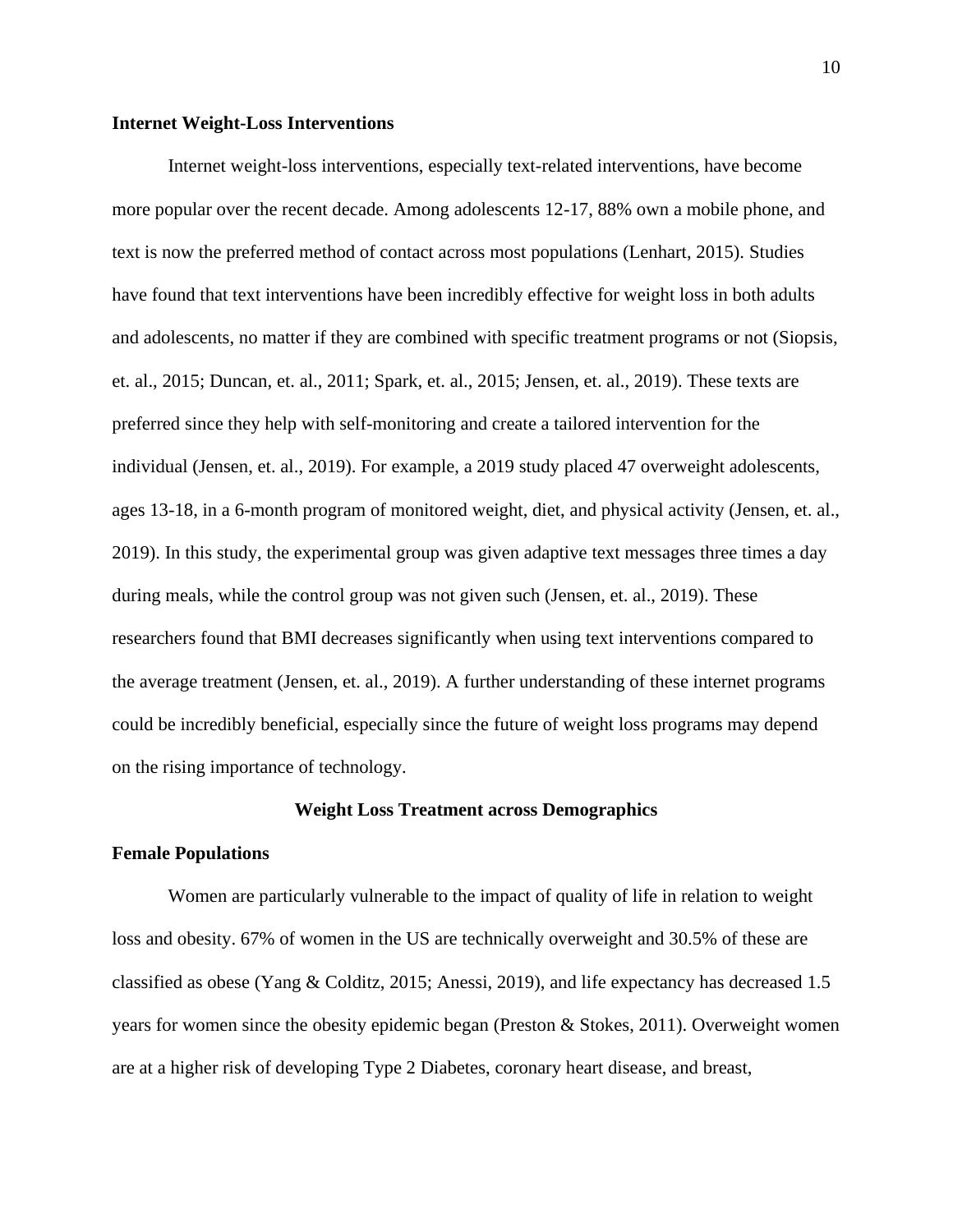**Internet Weight-Loss Interventions**

Internet weight-loss interventions, especially text-related interventions, have become more popular over the recent decade. Among adolescents 12-17, 88% own a mobile phone, and text is now the preferred method of contact across most populations (Lenhart, 2015). Studies have found that text interventions have been incredibly effective for weight loss in both adults and adolescents, no matter if they are combined with specific treatment programs or not (Siopsis, et. al., 2015; Duncan, et. al., 2011; Spark, et. al., 2015; Jensen, et. al., 2019). These texts are preferred since they help with self-monitoring and create a tailored intervention for the individual (Jensen, et. al., 2019). For example, a 2019 study placed 47 overweight adolescents, ages 13-18, in a 6-month program of monitored weight, diet, and physical activity (Jensen, et. al., 2019). In this study, the experimental group was given adaptive text messages three times a day during meals, while the control group was not given such (Jensen, et. al., 2019). These researchers found that BMI decreases significantly when using text interventions compared to the average treatment (Jensen, et. al., 2019). A further understanding of these internet programs could be incredibly beneficial, especially since the future of weight loss programs may depend on the rising importance of technology.

## Weight Loss Treatment across Demographics

**Female Populations**

Women are particularly vulnerable to the impact of quality of life in relation to weight loss and obesity. 67% of women in the US are technically overweight and 30.5% of these are classified as obese (Yang & Colditz, 2015; Anessi, 2019), and life expectancy has decreased 1.5 years for women since the obesity epidemic began (Preston & Stokes, 2011). Overweight women are at a higher risk of developing Type 2 Diabetes, coronary heart disease, and breast,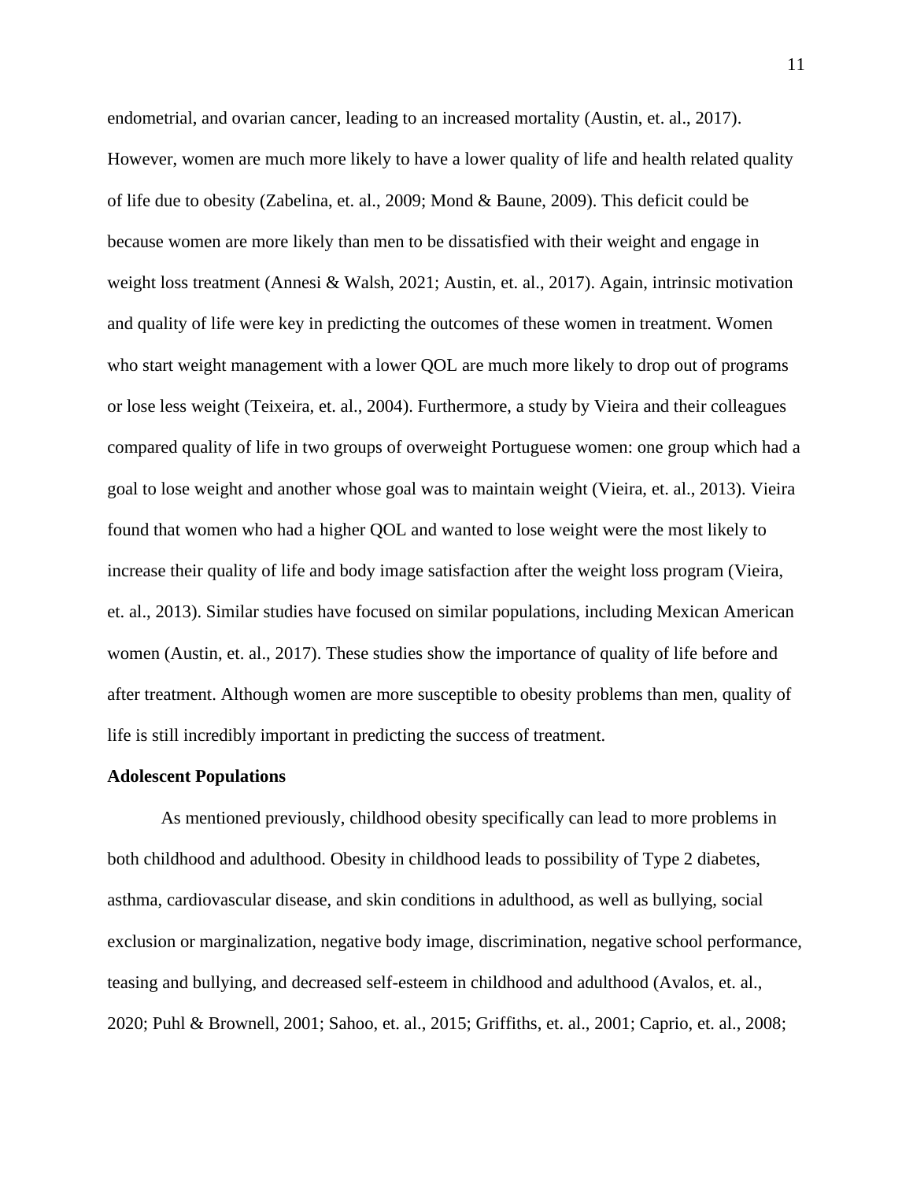endometrial, and ovarian cancer, leading to an increased mortality (Austin, et. al., 2017). However, women are much more likely to have a lower quality of life and health related quality of life due to obesity (Zabelina, et. al., 2009; Mond & Baune, 2009). This deficit could be because women are more likely than men to be dissatisfied with their weight and engage in weight loss treatment (Annesi & Walsh, 2021; Austin, et. al., 2017). Again, intrinsic motivation and quality of life were key in predicting the outcomes of these women in treatment. Women who start weight management with a lower QOL are much more likely to drop out of programs or lose less weight (Teixeira, et. al., 2004). Furthermore, a study by Vieira and their colleagues compared quality of life in two groups of overweight Portuguese women: one group which had a goal to lose weight and another whose goal was to maintain weight (Vieira, et. al., 2013). Vieira found that women who had a higher QOL and wanted to lose weight were the most likely to increase their quality of life and body image satisfaction after the weight loss program (Vieira, et. al., 2013). Similar studies have focused on similar populations, including Mexican American women (Austin, et. al., 2017). These studies show the importance of quality of life before and after treatment. Although women are more susceptible to obesity problems than men, quality of life is still incredibly important in predicting the success of treatment.

**Adolescent Populations**

As mentioned previously, childhood obesity specifically can lead to more problems in both childhood and adulthood. Obesity in childhood leads to possibility of Type 2 diabetes, asthma, cardiovascular disease, and skin conditions in adulthood, as well as bullying, social exclusion or marginalization, negative body image, discrimination, negative school performance, teasing and bullying, and decreased self-esteem in childhood and adulthood (Avalos, et. al., 2020; Puhl & Brownell, 2001; Sahoo, et. al., 2015; Griffiths, et. al., 2001; Caprio, et. al., 2008;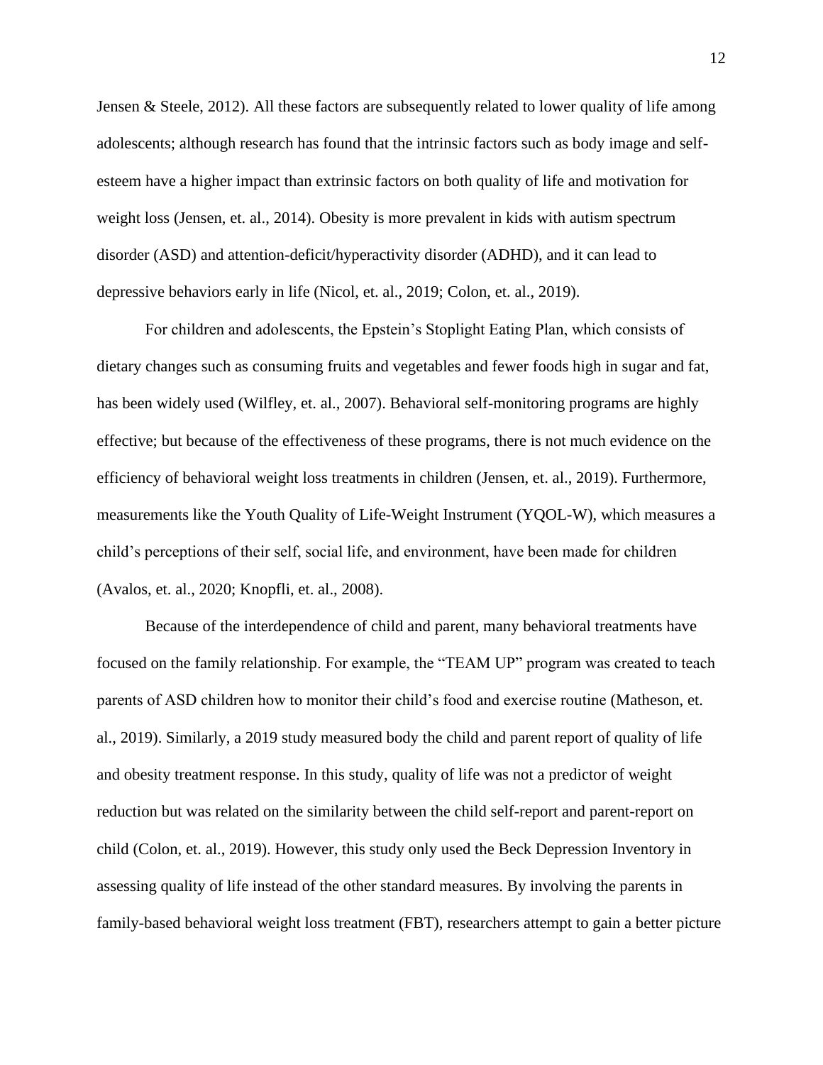Jensen & Steele, 2012). All these factors are subsequently related to lower quality of life among adolescents; although research has found that the intrinsic factors such as body image and self-esteem have a higher impact than extrinsic factors on both quality of life and motivation for weight loss (Jensen, et. al., 2014). Obesity is more prevalent in kids with autism spectrum disorder (ASD) and attention-deficit/hyperactivity disorder (ADHD), and it can lead to depressive behaviors early in life (Nicol, et. al., 2019; Colon, et. al., 2019).

For children and adolescents, the Epstein's Stoplight Eating Plan, which consists of dietary changes such as consuming fruits and vegetables and fewer foods high in sugar and fat, has been widely used (Wilfley, et. al., 2007). Behavioral self-monitoring programs are highly effective; but because of the effectiveness of these programs, there is not much evidence on the efficiency of behavioral weight loss treatments in children (Jensen, et. al., 2019). Furthermore, measurements like the Youth Quality of Life-Weight Instrument (YQOL-W), which measures a child's perceptions of their self, social life, and environment, have been made for children (Avalos, et. al., 2020; Knopfli, et. al., 2008).

Because of the interdependence of child and parent, many behavioral treatments have focused on the family relationship. For example, the "TEAM UP" program was created to teach parents of ASD children how to monitor their child's food and exercise routine (Matheson, et. al., 2019). Similarly, a 2019 study measured body the child and parent report of quality of life and obesity treatment response. In this study, quality of life was not a predictor of weight reduction but was related on the similarity between the child self-report and parent-report on child (Colon, et. al., 2019). However, this study only used the Beck Depression Inventory in assessing quality of life instead of the other standard measures. By involving the parents in family-based behavioral weight loss treatment (FBT), researchers attempt to gain a better picture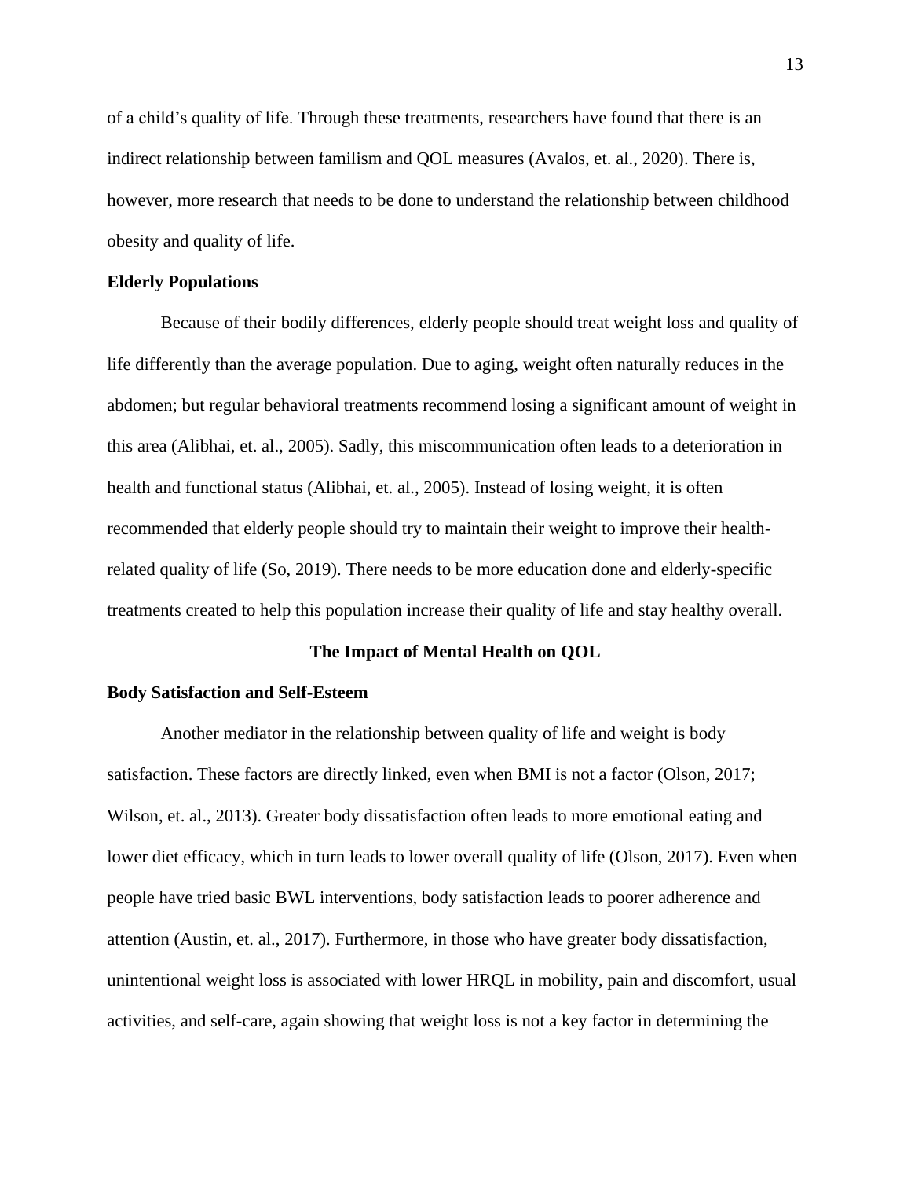of a child's quality of life. Through these treatments, researchers have found that there is an indirect relationship between familism and QOL measures (Avalos, et. al., 2020). There is, however, more research that needs to be done to understand the relationship between childhood obesity and quality of life.

### Elderly Populations

Because of their bodily differences, elderly people should treat weight loss and quality of life differently than the average population. Due to aging, weight often naturally reduces in the abdomen; but regular behavioral treatments recommend losing a significant amount of weight in this area (Alibhai, et. al., 2005). Sadly, this miscommunication often leads to a deterioration in health and functional status (Alibhai, et. al., 2005). Instead of losing weight, it is often recommended that elderly people should try to maintain their weight to improve their health-related quality of life (So, 2019). There needs to be more education done and elderly-specific treatments created to help this population increase their quality of life and stay healthy overall.

## The Impact of Mental Health on QOL

### Body Satisfaction and Self-Esteem

Another mediator in the relationship between quality of life and weight is body satisfaction. These factors are directly linked, even when BMI is not a factor (Olson, 2017; Wilson, et. al., 2013). Greater body dissatisfaction often leads to more emotional eating and lower diet efficacy, which in turn leads to lower overall quality of life (Olson, 2017). Even when people have tried basic BWL interventions, body satisfaction leads to poorer adherence and attention (Austin, et. al., 2017). Furthermore, in those who have greater body dissatisfaction, unintentional weight loss is associated with lower HRQL in mobility, pain and discomfort, usual activities, and self-care, again showing that weight loss is not a key factor in determining the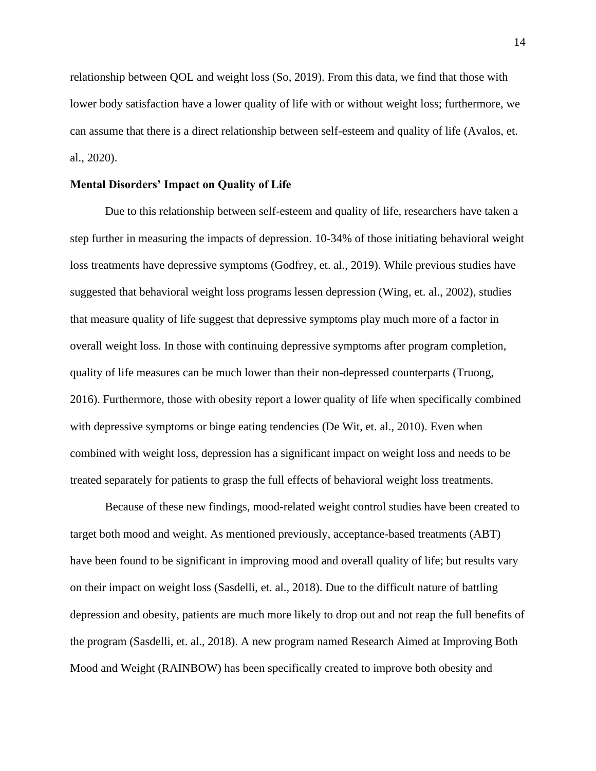relationship between QOL and weight loss (So, 2019). From this data, we find that those with lower body satisfaction have a lower quality of life with or without weight loss; furthermore, we can assume that there is a direct relationship between self-esteem and quality of life (Avalos, et. al., 2020).

**Mental Disorders' Impact on Quality of Life**

Due to this relationship between self-esteem and quality of life, researchers have taken a step further in measuring the impacts of depression. 10-34% of those initiating behavioral weight loss treatments have depressive symptoms (Godfrey, et. al., 2019). While previous studies have suggested that behavioral weight loss programs lessen depression (Wing, et. al., 2002), studies that measure quality of life suggest that depressive symptoms play much more of a factor in overall weight loss. In those with continuing depressive symptoms after program completion, quality of life measures can be much lower than their non-depressed counterparts (Truong, 2016). Furthermore, those with obesity report a lower quality of life when specifically combined with depressive symptoms or binge eating tendencies (De Wit, et. al., 2010). Even when combined with weight loss, depression has a significant impact on weight loss and needs to be treated separately for patients to grasp the full effects of behavioral weight loss treatments.

Because of these new findings, mood-related weight control studies have been created to target both mood and weight. As mentioned previously, acceptance-based treatments (ABT) have been found to be significant in improving mood and overall quality of life; but results vary on their impact on weight loss (Sasdelli, et. al., 2018). Due to the difficult nature of battling depression and obesity, patients are much more likely to drop out and not reap the full benefits of the program (Sasdelli, et. al., 2018). A new program named Research Aimed at Improving Both Mood and Weight (RAINBOW) has been specifically created to improve both obesity and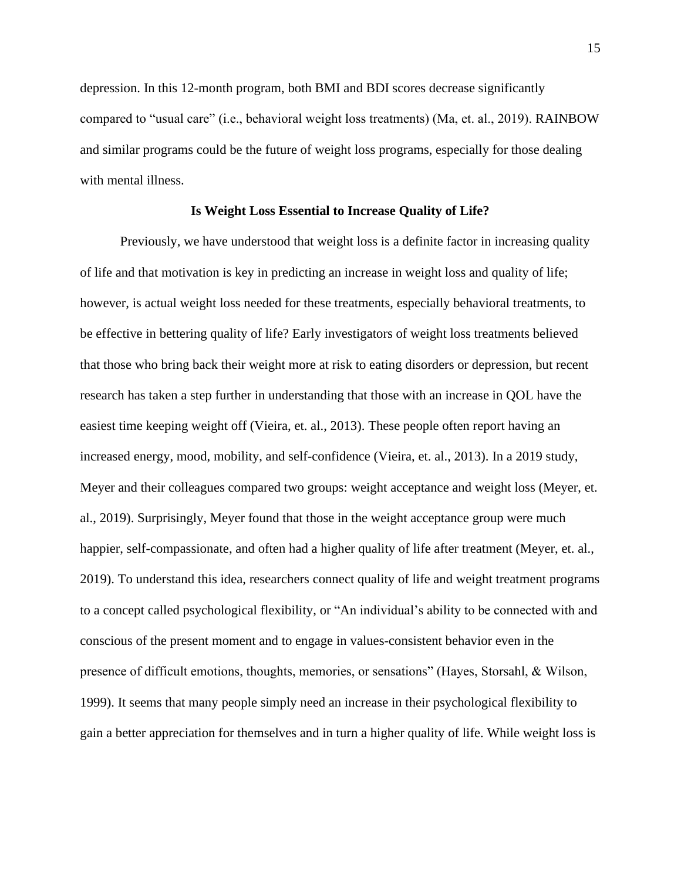depression. In this 12-month program, both BMI and BDI scores decrease significantly compared to "usual care" (i.e., behavioral weight loss treatments) (Ma, et. al., 2019). RAINBOW and similar programs could be the future of weight loss programs, especially for those dealing with mental illness.

## Is Weight Loss Essential to Increase Quality of Life?

Previously, we have understood that weight loss is a definite factor in increasing quality of life and that motivation is key in predicting an increase in weight loss and quality of life; however, is actual weight loss needed for these treatments, especially behavioral treatments, to be effective in bettering quality of life? Early investigators of weight loss treatments believed that those who bring back their weight more at risk to eating disorders or depression, but recent research has taken a step further in understanding that those with an increase in QOL have the easiest time keeping weight off (Vieira, et. al., 2013). These people often report having an increased energy, mood, mobility, and self-confidence (Vieira, et. al., 2013). In a 2019 study, Meyer and their colleagues compared two groups: weight acceptance and weight loss (Meyer, et. al., 2019). Surprisingly, Meyer found that those in the weight acceptance group were much happier, self-compassionate, and often had a higher quality of life after treatment (Meyer, et. al., 2019). To understand this idea, researchers connect quality of life and weight treatment programs to a concept called psychological flexibility, or "An individual's ability to be connected with and conscious of the present moment and to engage in values-consistent behavior even in the presence of difficult emotions, thoughts, memories, or sensations" (Hayes, Storsahl, & Wilson, 1999). It seems that many people simply need an increase in their psychological flexibility to gain a better appreciation for themselves and in turn a higher quality of life. While weight loss is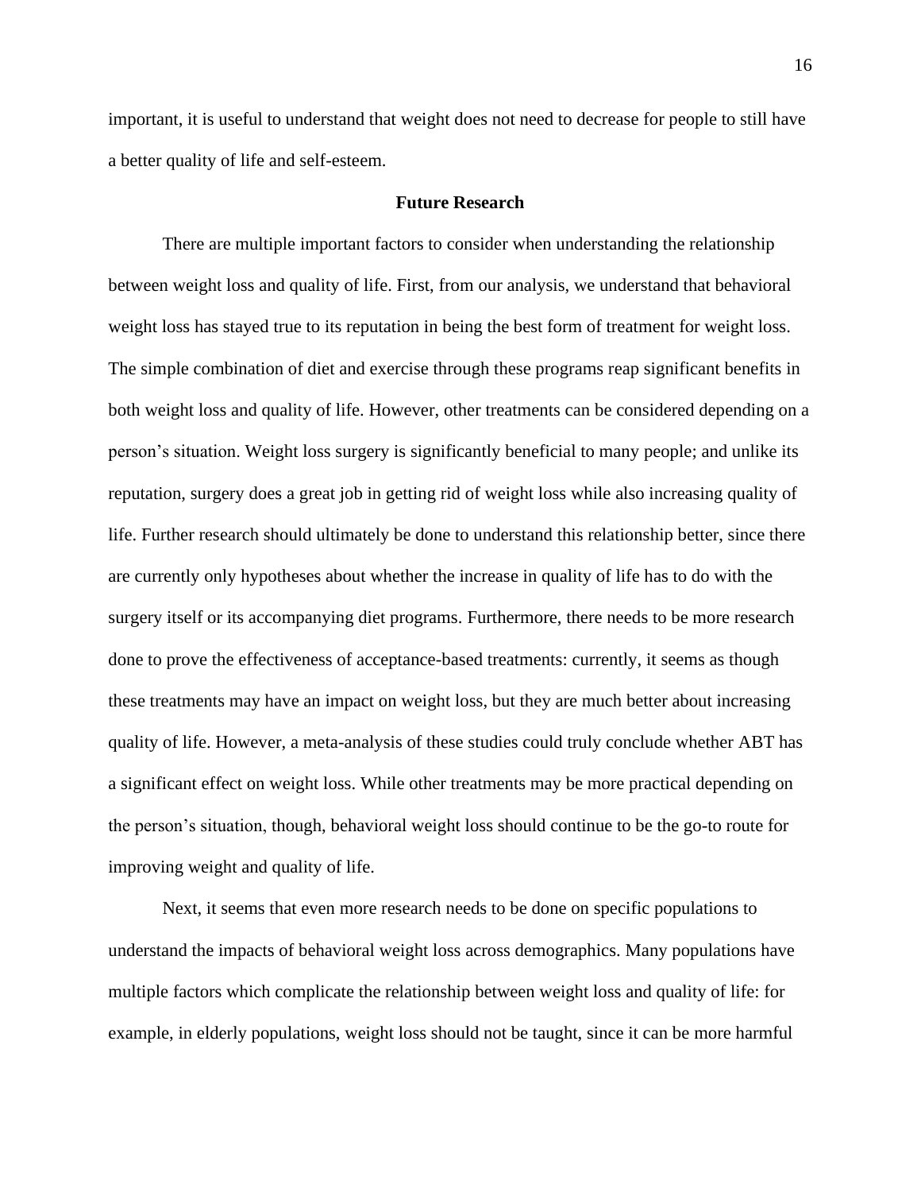important, it is useful to understand that weight does not need to decrease for people to still have a better quality of life and self-esteem.

## Future Research

There are multiple important factors to consider when understanding the relationship between weight loss and quality of life. First, from our analysis, we understand that behavioral weight loss has stayed true to its reputation in being the best form of treatment for weight loss. The simple combination of diet and exercise through these programs reap significant benefits in both weight loss and quality of life. However, other treatments can be considered depending on a person's situation. Weight loss surgery is significantly beneficial to many people; and unlike its reputation, surgery does a great job in getting rid of weight loss while also increasing quality of life. Further research should ultimately be done to understand this relationship better, since there are currently only hypotheses about whether the increase in quality of life has to do with the surgery itself or its accompanying diet programs. Furthermore, there needs to be more research done to prove the effectiveness of acceptance-based treatments: currently, it seems as though these treatments may have an impact on weight loss, but they are much better about increasing quality of life. However, a meta-analysis of these studies could truly conclude whether ABT has a significant effect on weight loss. While other treatments may be more practical depending on the person's situation, though, behavioral weight loss should continue to be the go-to route for improving weight and quality of life.

Next, it seems that even more research needs to be done on specific populations to understand the impacts of behavioral weight loss across demographics. Many populations have multiple factors which complicate the relationship between weight loss and quality of life: for example, in elderly populations, weight loss should not be taught, since it can be more harmful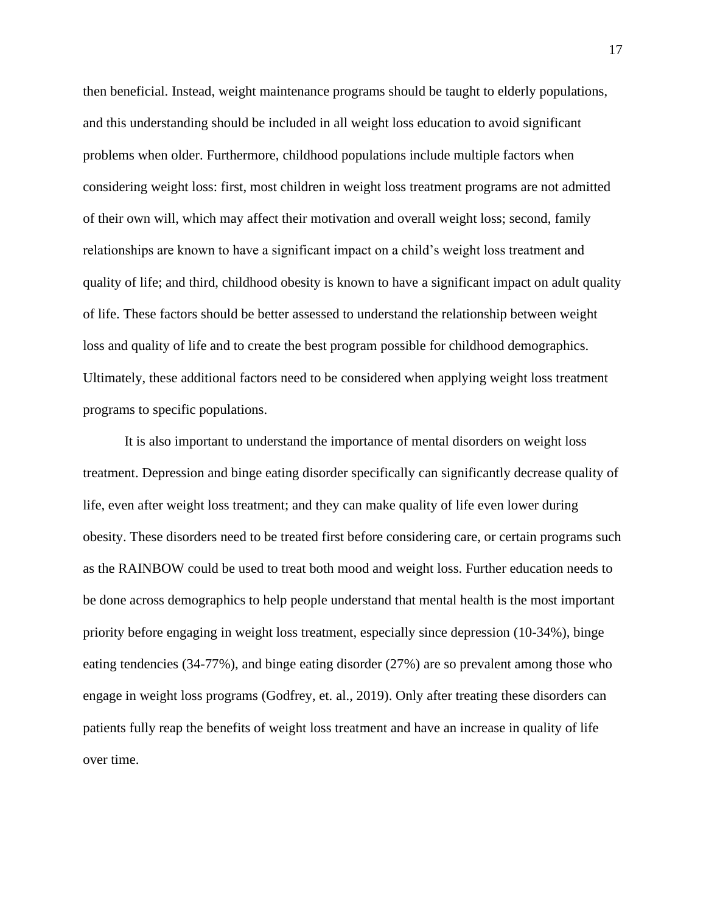then beneficial. Instead, weight maintenance programs should be taught to elderly populations, and this understanding should be included in all weight loss education to avoid significant problems when older. Furthermore, childhood populations include multiple factors when considering weight loss: first, most children in weight loss treatment programs are not admitted of their own will, which may affect their motivation and overall weight loss; second, family relationships are known to have a significant impact on a child's weight loss treatment and quality of life; and third, childhood obesity is known to have a significant impact on adult quality of life. These factors should be better assessed to understand the relationship between weight loss and quality of life and to create the best program possible for childhood demographics. Ultimately, these additional factors need to be considered when applying weight loss treatment programs to specific populations.

It is also important to understand the importance of mental disorders on weight loss treatment. Depression and binge eating disorder specifically can significantly decrease quality of life, even after weight loss treatment; and they can make quality of life even lower during obesity. These disorders need to be treated first before considering care, or certain programs such as the RAINBOW could be used to treat both mood and weight loss. Further education needs to be done across demographics to help people understand that mental health is the most important priority before engaging in weight loss treatment, especially since depression (10-34%), binge eating tendencies (34-77%), and binge eating disorder (27%) are so prevalent among those who engage in weight loss programs (Godfrey, et. al., 2019). Only after treating these disorders can patients fully reap the benefits of weight loss treatment and have an increase in quality of life over time.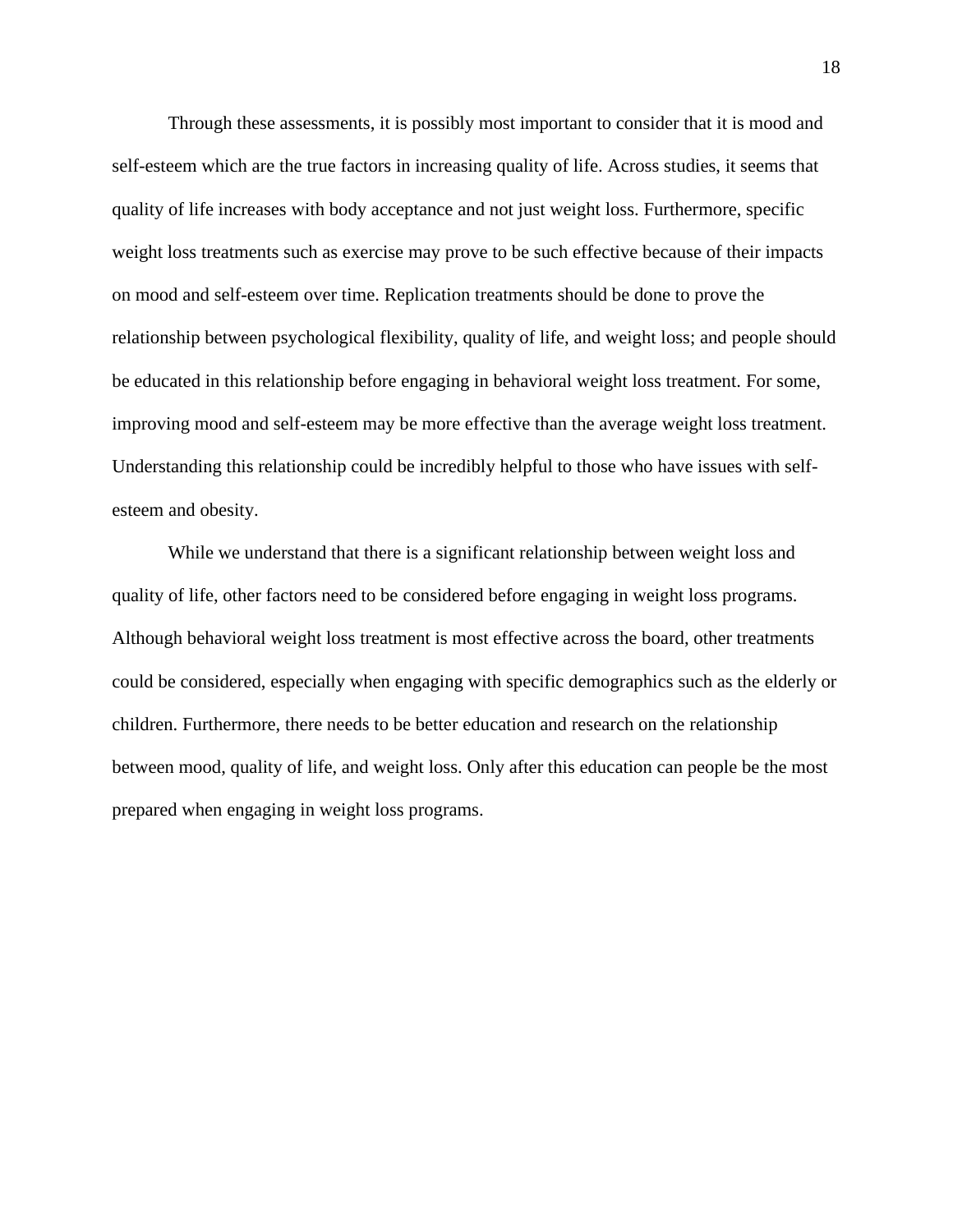Through these assessments, it is possibly most important to consider that it is mood and self-esteem which are the true factors in increasing quality of life. Across studies, it seems that quality of life increases with body acceptance and not just weight loss. Furthermore, specific weight loss treatments such as exercise may prove to be such effective because of their impacts on mood and self-esteem over time. Replication treatments should be done to prove the relationship between psychological flexibility, quality of life, and weight loss; and people should be educated in this relationship before engaging in behavioral weight loss treatment. For some, improving mood and self-esteem may be more effective than the average weight loss treatment. Understanding this relationship could be incredibly helpful to those who have issues with self-esteem and obesity.

While we understand that there is a significant relationship between weight loss and quality of life, other factors need to be considered before engaging in weight loss programs. Although behavioral weight loss treatment is most effective across the board, other treatments could be considered, especially when engaging with specific demographics such as the elderly or children. Furthermore, there needs to be better education and research on the relationship between mood, quality of life, and weight loss. Only after this education can people be the most prepared when engaging in weight loss programs.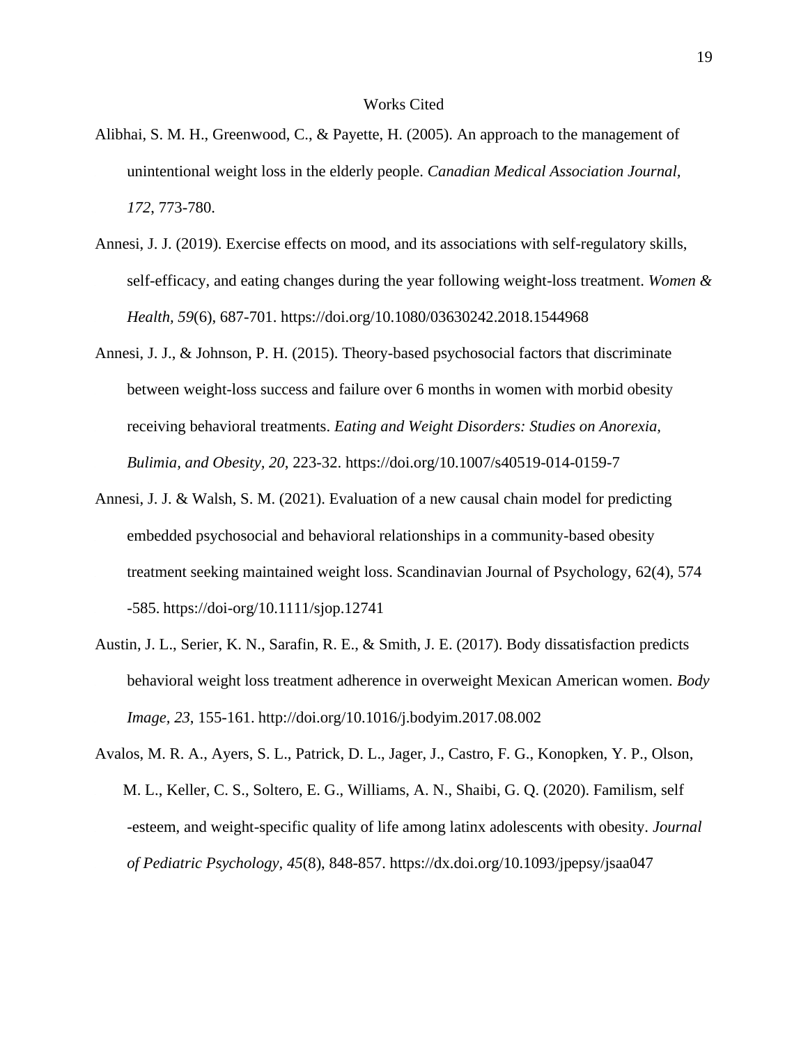# Works Cited

Alibhai, S. M. H., Greenwood, C., & Payette, H. (2005). An approach to the management of unintentional weight loss in the elderly people. *Canadian Medical Association Journal, 172*, 773-780.

Annesi, J. J. (2019). Exercise effects on mood, and its associations with self-regulatory skills, self-efficacy, and eating changes during the year following weight-loss treatment. *Women & Health, 59*(6), 687-701. https://doi.org/10.1080/03630242.2018.1544968

Annesi, J. J., & Johnson, P. H. (2015). Theory-based psychosocial factors that discriminate between weight-loss success and failure over 6 months in women with morbid obesity receiving behavioral treatments. *Eating and Weight Disorders: Studies on Anorexia, Bulimia, and Obesity, 20*, 223-32. https://doi.org/10.1007/s40519-014-0159-7

Annesi, J. J. & Walsh, S. M. (2021). Evaluation of a new causal chain model for predicting embedded psychosocial and behavioral relationships in a community-based obesity treatment seeking maintained weight loss. Scandinavian Journal of Psychology, 62(4), 574 -585. https://doi-org/10.1111/sjop.12741

Austin, J. L., Serier, K. N., Sarafin, R. E., & Smith, J. E. (2017). Body dissatisfaction predicts behavioral weight loss treatment adherence in overweight Mexican American women. *Body Image, 23*, 155-161. http://doi.org/10.1016/j.bodyim.2017.08.002

Avalos, M. R. A., Ayers, S. L., Patrick, D. L., Jager, J., Castro, F. G., Konopken, Y. P., Olson, M. L., Keller, C. S., Soltero, E. G., Williams, A. N., Shaibi, G. Q. (2020). Familism, self -esteem, and weight-specific quality of life among latinx adolescents with obesity. *Journal of Pediatric Psychology, 45*(8), 848-857. https://dx.doi.org/10.1093/jpepsy/jsaa047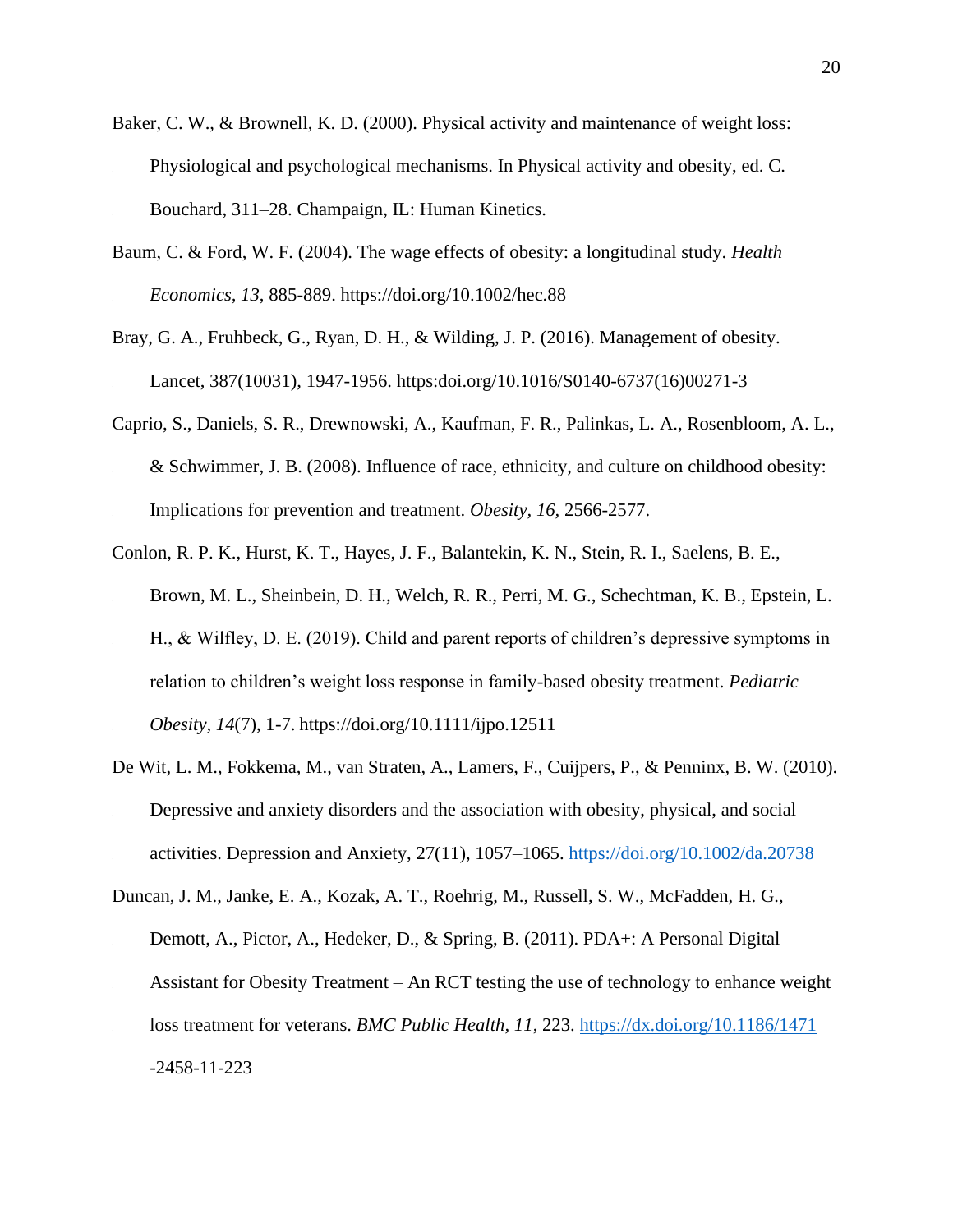Baker, C. W., & Brownell, K. D. (2000). Physical activity and maintenance of weight loss: Physiological and psychological mechanisms. In Physical activity and obesity, ed. C. Bouchard, 311–28. Champaign, IL: Human Kinetics.

Baum, C. & Ford, W. F. (2004). The wage effects of obesity: a longitudinal study. *Health Economics*, *13*, 885-889. https://doi.org/10.1002/hec.88

Bray, G. A., Fruhbeck, G., Ryan, D. H., & Wilding, J. P. (2016). Management of obesity. Lancet, 387(10031), 1947-1956. https:doi.org/10.1016/S0140-6737(16)00271-3

Caprio, S., Daniels, S. R., Drewnowski, A., Kaufman, F. R., Palinkas, L. A., Rosenbloom, A. L., & Schwimmer, J. B. (2008). Influence of race, ethnicity, and culture on childhood obesity: Implications for prevention and treatment. *Obesity, 16*, 2566-2577.

Conlon, R. P. K., Hurst, K. T., Hayes, J. F., Balantekin, K. N., Stein, R. I., Saelens, B. E., Brown, M. L., Sheinbein, D. H., Welch, R. R., Perri, M. G., Schechtman, K. B., Epstein, L. H., & Wilfley, D. E. (2019). Child and parent reports of children's depressive symptoms in relation to children's weight loss response in family-based obesity treatment. *Pediatric Obesity*, *14*(7), 1-7. https://doi.org/10.1111/ijpo.12511

De Wit, L. M., Fokkema, M., van Straten, A., Lamers, F., Cuijpers, P., & Penninx, B. W. (2010). Depressive and anxiety disorders and the association with obesity, physical, and social activities. Depression and Anxiety, 27(11), 1057–1065. https://doi.org/10.1002/da.20738

Duncan, J. M., Janke, E. A., Kozak, A. T., Roehrig, M., Russell, S. W., McFadden, H. G., Demott, A., Pictor, A., Hedeker, D., & Spring, B. (2011). PDA+: A Personal Digital Assistant for Obesity Treatment – An RCT testing the use of technology to enhance weight loss treatment for veterans. *BMC Public Health, 11*, 223. https://dx.doi.org/10.1186/1471-2458-11-223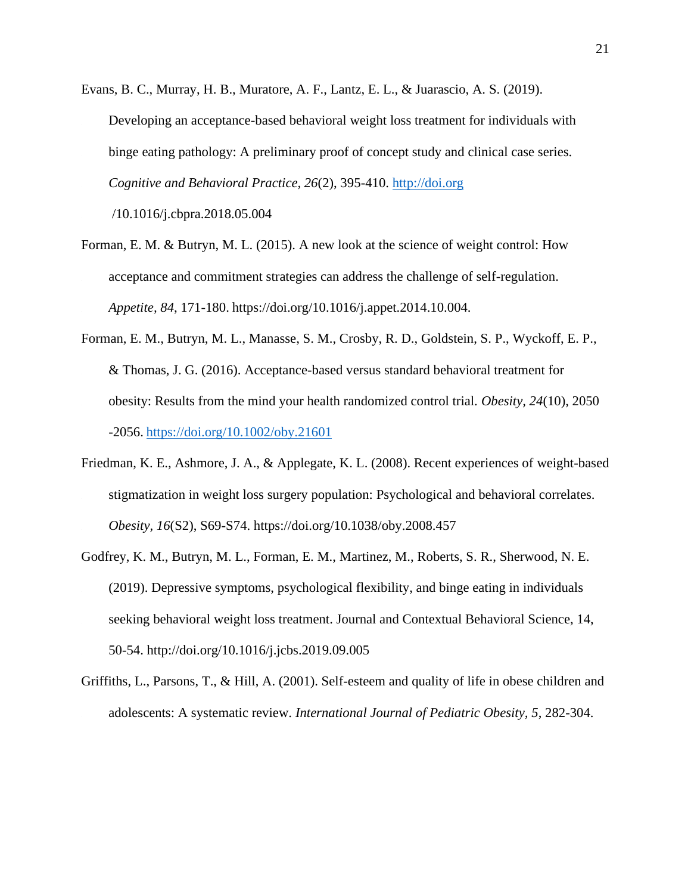Evans, B. C., Murray, H. B., Muratore, A. F., Lantz, E. L., & Juarascio, A. S. (2019). Developing an acceptance-based behavioral weight loss treatment for individuals with binge eating pathology: A preliminary proof of concept study and clinical case series. *Cognitive and Behavioral Practice, 26*(2), 395-410. http://doi.org /10.1016/j.cbpra.2018.05.004

Forman, E. M. & Butryn, M. L. (2015). A new look at the science of weight control: How acceptance and commitment strategies can address the challenge of self-regulation. *Appetite, 84,* 171-180. https://doi.org/10.1016/j.appet.2014.10.004.

Forman, E. M., Butryn, M. L., Manasse, S. M., Crosby, R. D., Goldstein, S. P., Wyckoff, E. P., & Thomas, J. G. (2016). Acceptance-based versus standard behavioral treatment for obesity: Results from the mind your health randomized control trial. *Obesity, 24*(10), 2050 -2056. https://doi.org/10.1002/oby.21601

Friedman, K. E., Ashmore, J. A., & Applegate, K. L. (2008). Recent experiences of weight-based stigmatization in weight loss surgery population: Psychological and behavioral correlates. *Obesity, 16*(S2), S69-S74. https://doi.org/10.1038/oby.2008.457

Godfrey, K. M., Butryn, M. L., Forman, E. M., Martinez, M., Roberts, S. R., Sherwood, N. E. (2019). Depressive symptoms, psychological flexibility, and binge eating in individuals seeking behavioral weight loss treatment. Journal and Contextual Behavioral Science, 14, 50-54. http://doi.org/10.1016/j.jcbs.2019.09.005

Griffiths, L., Parsons, T., & Hill, A. (2001). Self-esteem and quality of life in obese children and adolescents: A systematic review. *International Journal of Pediatric Obesity, 5*, 282-304.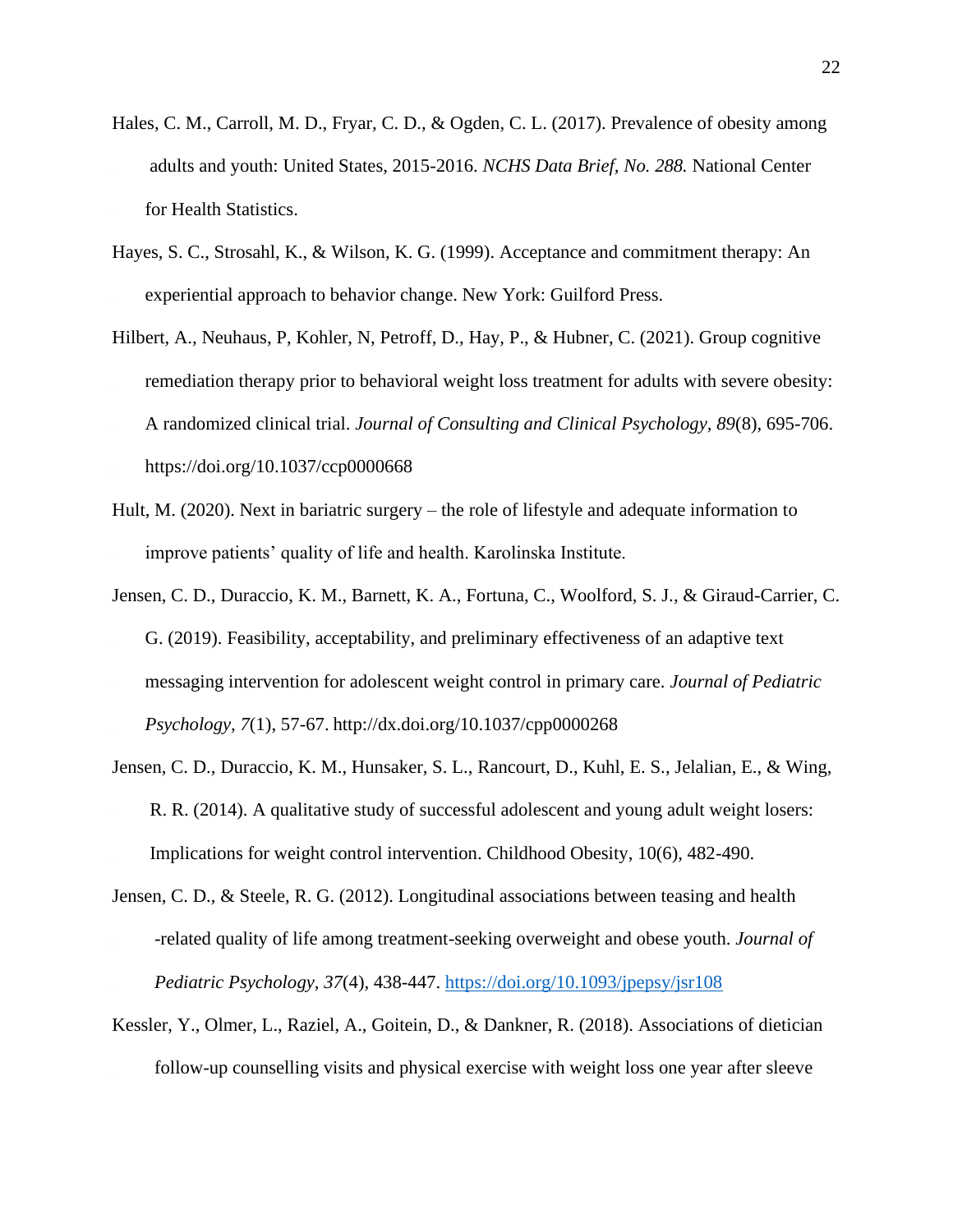Hales, C. M., Carroll, M. D., Fryar, C. D., & Ogden, C. L. (2017). Prevalence of obesity among adults and youth: United States, 2015-2016. *NCHS Data Brief, No. 288.* National Center for Health Statistics.

Hayes, S. C., Strosahl, K., & Wilson, K. G. (1999). Acceptance and commitment therapy: An experiential approach to behavior change. New York: Guilford Press.

Hilbert, A., Neuhaus, P, Kohler, N, Petroff, D., Hay, P., & Hubner, C. (2021). Group cognitive remediation therapy prior to behavioral weight loss treatment for adults with severe obesity: A randomized clinical trial. *Journal of Consulting and Clinical Psychology, 89*(8), 695-706. https://doi.org/10.1037/ccp0000668

Hult, M. (2020). Next in bariatric surgery – the role of lifestyle and adequate information to improve patients' quality of life and health. Karolinska Institute.

Jensen, C. D., Duraccio, K. M., Barnett, K. A., Fortuna, C., Woolford, S. J., & Giraud-Carrier, C. G. (2019). Feasibility, acceptability, and preliminary effectiveness of an adaptive text messaging intervention for adolescent weight control in primary care. *Journal of Pediatric Psychology, 7*(1), 57-67. http://dx.doi.org/10.1037/cpp0000268

Jensen, C. D., Duraccio, K. M., Hunsaker, S. L., Rancourt, D., Kuhl, E. S., Jelalian, E., & Wing, R. R. (2014). A qualitative study of successful adolescent and young adult weight losers: Implications for weight control intervention. Childhood Obesity, 10(6), 482-490.

Jensen, C. D., & Steele, R. G. (2012). Longitudinal associations between teasing and health -related quality of life among treatment-seeking overweight and obese youth. *Journal of Pediatric Psychology, 37*(4), 438-447. https://doi.org/10.1093/jpepsy/jsr108

Kessler, Y., Olmer, L., Raziel, A., Goitein, D., & Dankner, R. (2018). Associations of dietician follow-up counselling visits and physical exercise with weight loss one year after sleeve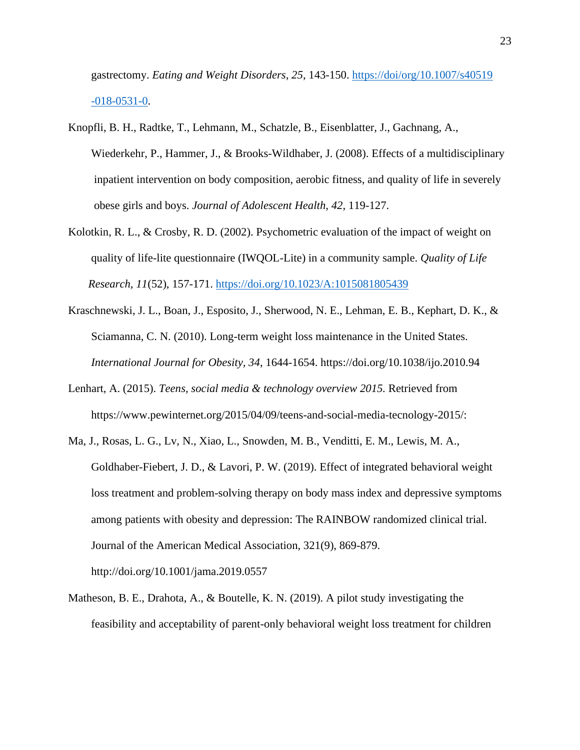gastrectomy. *Eating and Weight Disorders, 25*, 143-150. https://doi/org/10.1007/s40519-018-0531-0.

Knopfli, B. H., Radtke, T., Lehmann, M., Schatzle, B., Eisenblatter, J., Gachnang, A., Wiederkehr, P., Hammer, J., & Brooks-Wildhaber, J. (2008). Effects of a multidisciplinary inpatient intervention on body composition, aerobic fitness, and quality of life in severely obese girls and boys. *Journal of Adolescent Health, 42*, 119-127.

Kolotkin, R. L., & Crosby, R. D. (2002). Psychometric evaluation of the impact of weight on quality of life-lite questionnaire (IWQOL-Lite) in a community sample. *Quality of Life Research, 11*(52), 157-171. https://doi.org/10.1023/A:1015081805439

Kraschnewski, J. L., Boan, J., Esposito, J., Sherwood, N. E., Lehman, E. B., Kephart, D. K., & Sciamanna, C. N. (2010). Long-term weight loss maintenance in the United States. *International Journal for Obesity, 34*, 1644-1654. https://doi.org/10.1038/ijo.2010.94

Lenhart, A. (2015). *Teens, social media & technology overview 2015.* Retrieved from https://www.pewinternet.org/2015/04/09/teens-and-social-media-tecnology-2015/:

Ma, J., Rosas, L. G., Lv, N., Xiao, L., Snowden, M. B., Venditti, E. M., Lewis, M. A., Goldhaber-Fiebert, J. D., & Lavori, P. W. (2019). Effect of integrated behavioral weight loss treatment and problem-solving therapy on body mass index and depressive symptoms among patients with obesity and depression: The RAINBOW randomized clinical trial. Journal of the American Medical Association, 321(9), 869-879. http://doi.org/10.1001/jama.2019.0557

Matheson, B. E., Drahota, A., & Boutelle, K. N. (2019). A pilot study investigating the feasibility and acceptability of parent-only behavioral weight loss treatment for children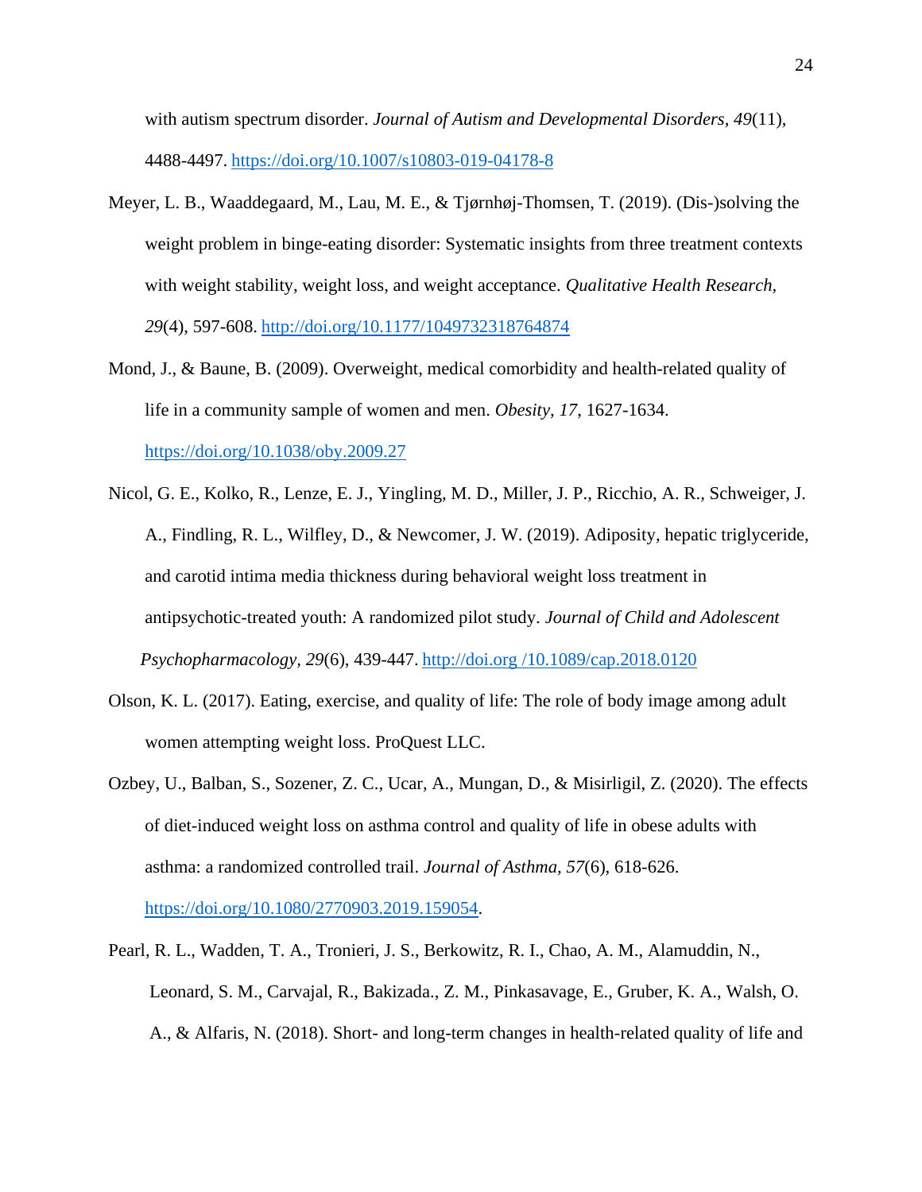with autism spectrum disorder. *Journal of Autism and Developmental Disorders, 49*(11), 4488-4497. https://doi.org/10.1007/s10803-019-04178-8

Meyer, L. B., Waaddegaard, M., Lau, M. E., & Tjørnhøj-Thomsen, T. (2019). (Dis-)solving the weight problem in binge-eating disorder: Systematic insights from three treatment contexts with weight stability, weight loss, and weight acceptance. *Qualitative Health Research, 29*(4), 597-608. http://doi.org/10.1177/1049732318764874

Mond, J., & Baune, B. (2009). Overweight, medical comorbidity and health-related quality of life in a community sample of women and men. *Obesity, 17*, 1627-1634. https://doi.org/10.1038/oby.2009.27

Nicol, G. E., Kolko, R., Lenze, E. J., Yingling, M. D., Miller, J. P., Ricchio, A. R., Schweiger, J. A., Findling, R. L., Wilfley, D., & Newcomer, J. W. (2019). Adiposity, hepatic triglyceride, and carotid intima media thickness during behavioral weight loss treatment in antipsychotic-treated youth: A randomized pilot study. *Journal of Child and Adolescent Psychopharmacology, 29*(6), 439-447. http://doi.org /10.1089/cap.2018.0120

Olson, K. L. (2017). Eating, exercise, and quality of life: The role of body image among adult women attempting weight loss. ProQuest LLC.

Ozbey, U., Balban, S., Sozener, Z. C., Ucar, A., Mungan, D., & Misirligil, Z. (2020). The effects of diet-induced weight loss on asthma control and quality of life in obese adults with asthma: a randomized controlled trail. *Journal of Asthma, 57*(6), 618-626. https://doi.org/10.1080/2770903.2019.159054.

Pearl, R. L., Wadden, T. A., Tronieri, J. S., Berkowitz, R. I., Chao, A. M., Alamuddin, N., Leonard, S. M., Carvajal, R., Bakizada., Z. M., Pinkasavage, E., Gruber, K. A., Walsh, O. A., & Alfaris, N. (2018). Short- and long-term changes in health-related quality of life and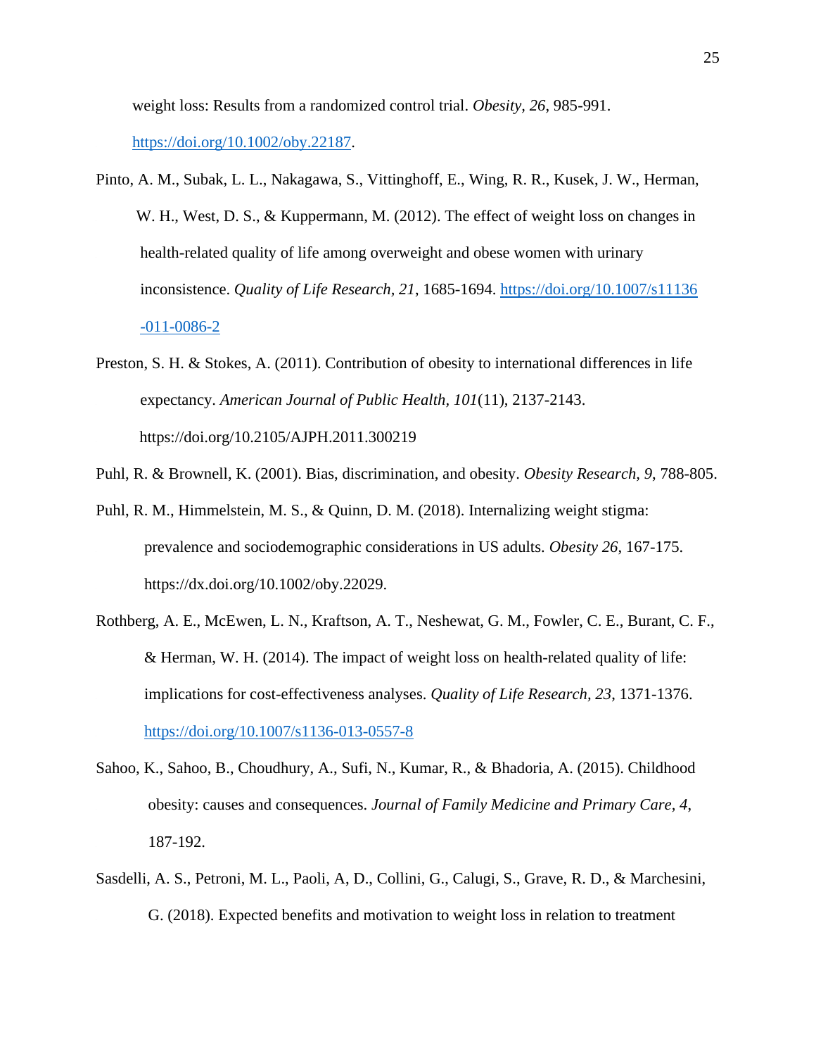weight loss: Results from a randomized control trial. *Obesity, 26*, 985-991. https://doi.org/10.1002/oby.22187.

Pinto, A. M., Subak, L. L., Nakagawa, S., Vittinghoff, E., Wing, R. R., Kusek, J. W., Herman, W. H., West, D. S., & Kuppermann, M. (2012). The effect of weight loss on changes in health-related quality of life among overweight and obese women with urinary inconsistence. *Quality of Life Research, 21*, 1685-1694. https://doi.org/10.1007/s11136-011-0086-2

Preston, S. H. & Stokes, A. (2011). Contribution of obesity to international differences in life expectancy. *American Journal of Public Health, 101*(11), 2137-2143. https://doi.org/10.2105/AJPH.2011.300219

Puhl, R. & Brownell, K. (2001). Bias, discrimination, and obesity. *Obesity Research, 9*, 788-805.

Puhl, R. M., Himmelstein, M. S., & Quinn, D. M. (2018). Internalizing weight stigma: prevalence and sociodemographic considerations in US adults. *Obesity 26*, 167-175. https://dx.doi.org/10.1002/oby.22029.

Rothberg, A. E., McEwen, L. N., Kraftson, A. T., Neshewat, G. M., Fowler, C. E., Burant, C. F., & Herman, W. H. (2014). The impact of weight loss on health-related quality of life: implications for cost-effectiveness analyses. *Quality of Life Research, 23*, 1371-1376. https://doi.org/10.1007/s1136-013-0557-8

Sahoo, K., Sahoo, B., Choudhury, A., Sufi, N., Kumar, R., & Bhadoria, A. (2015). Childhood obesity: causes and consequences. *Journal of Family Medicine and Primary Care, 4*, 187-192.

Sasdelli, A. S., Petroni, M. L., Paoli, A, D., Collini, G., Calugi, S., Grave, R. D., & Marchesini, G. (2018). Expected benefits and motivation to weight loss in relation to treatment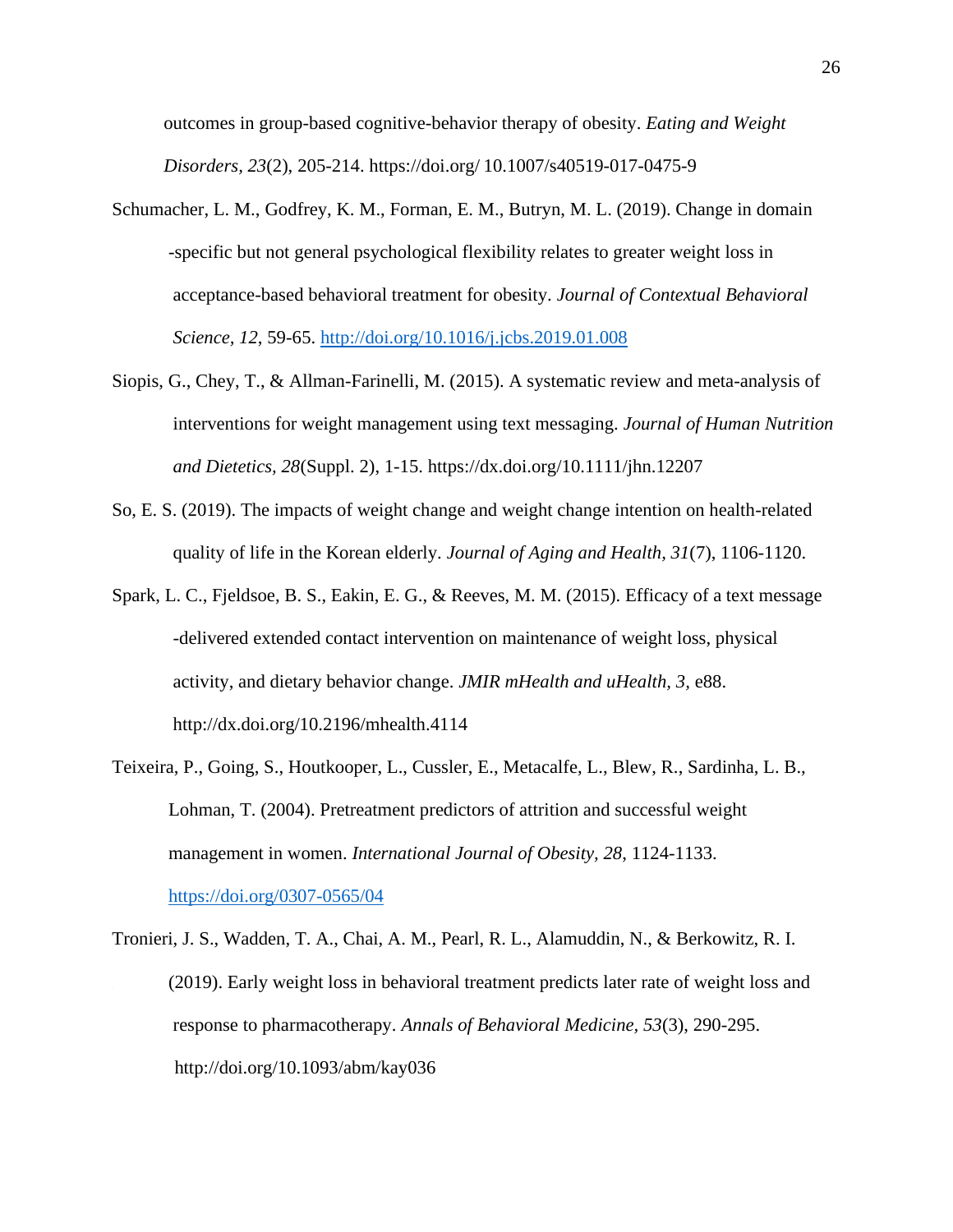outcomes in group-based cognitive-behavior therapy of obesity. *Eating and Weight Disorders, 23*(2), 205-214. https://doi.org/ 10.1007/s40519-017-0475-9

Schumacher, L. M., Godfrey, K. M., Forman, E. M., Butryn, M. L. (2019). Change in domain -specific but not general psychological flexibility relates to greater weight loss in acceptance-based behavioral treatment for obesity. *Journal of Contextual Behavioral Science*, *12*, 59-65. http://doi.org/10.1016/j.jcbs.2019.01.008

Siopis, G., Chey, T., & Allman-Farinelli, M. (2015). A systematic review and meta-analysis of interventions for weight management using text messaging. *Journal of Human Nutrition and Dietetics, 28*(Suppl. 2), 1-15. https://dx.doi.org/10.1111/jhn.12207

So, E. S. (2019). The impacts of weight change and weight change intention on health-related quality of life in the Korean elderly. *Journal of Aging and Health*, *31*(7), 1106-1120.

Spark, L. C., Fjeldsoe, B. S., Eakin, E. G., & Reeves, M. M. (2015). Efficacy of a text message -delivered extended contact intervention on maintenance of weight loss, physical activity, and dietary behavior change. *JMIR mHealth and uHealth*, *3*, e88. http://dx.doi.org/10.2196/mhealth.4114

Teixeira, P., Going, S., Houtkooper, L., Cussler, E., Metacalfe, L., Blew, R., Sardinha, L. B., Lohman, T. (2004). Pretreatment predictors of attrition and successful weight management in women. *International Journal of Obesity*, *28*, 1124-1133. https://doi.org/0307-0565/04

Tronieri, J. S., Wadden, T. A., Chai, A. M., Pearl, R. L., Alamuddin, N., & Berkowitz, R. I. (2019). Early weight loss in behavioral treatment predicts later rate of weight loss and response to pharmacotherapy. *Annals of Behavioral Medicine*, *53*(3), 290-295. http://doi.org/10.1093/abm/kay036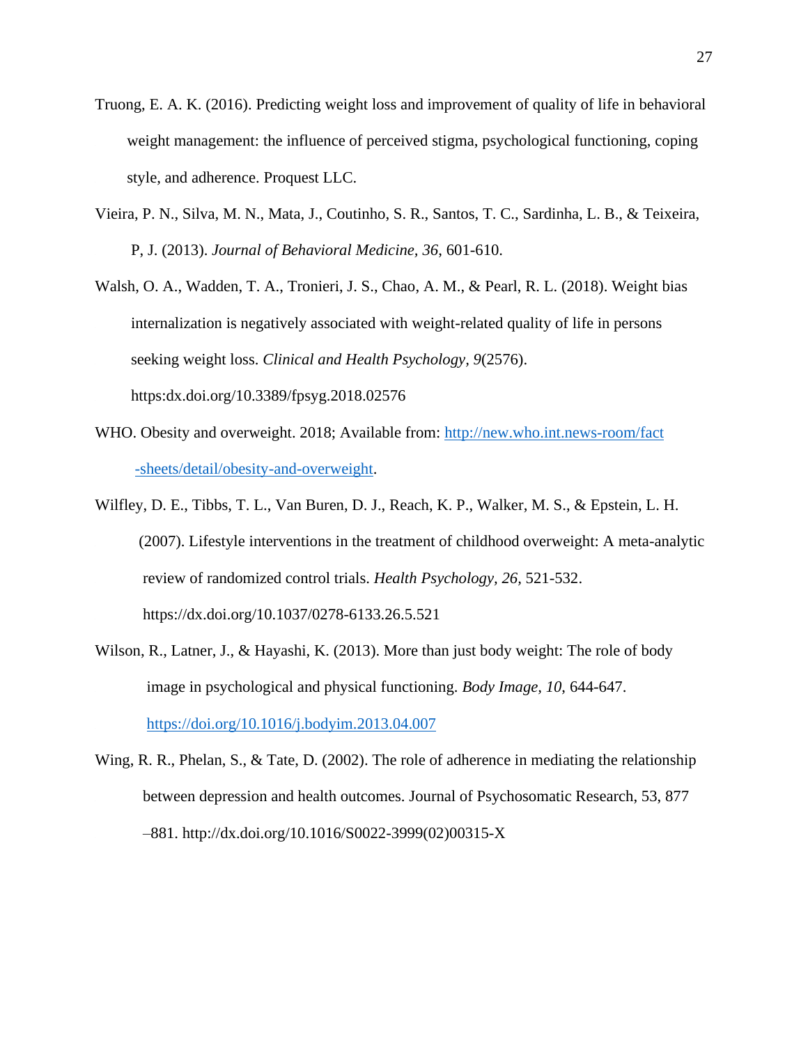Truong, E. A. K. (2016). Predicting weight loss and improvement of quality of life in behavioral weight management: the influence of perceived stigma, psychological functioning, coping style, and adherence. Proquest LLC.

Vieira, P. N., Silva, M. N., Mata, J., Coutinho, S. R., Santos, T. C., Sardinha, L. B., & Teixeira, P, J. (2013). *Journal of Behavioral Medicine, 36,* 601-610.

Walsh, O. A., Wadden, T. A., Tronieri, J. S., Chao, A. M., & Pearl, R. L. (2018). Weight bias internalization is negatively associated with weight-related quality of life in persons seeking weight loss. *Clinical and Health Psychology, 9*(2576). https:dx.doi.org/10.3389/fpsyg.2018.02576

WHO. Obesity and overweight. 2018; Available from: http://new.who.int.news-room/fact -sheets/detail/obesity-and-overweight.

Wilfley, D. E., Tibbs, T. L., Van Buren, D. J., Reach, K. P., Walker, M. S., & Epstein, L. H. (2007). Lifestyle interventions in the treatment of childhood overweight: A meta-analytic review of randomized control trials. *Health Psychology, 26,* 521-532. https://dx.doi.org/10.1037/0278-6133.26.5.521

Wilson, R., Latner, J., & Hayashi, K. (2013). More than just body weight: The role of body image in psychological and physical functioning. *Body Image, 10,* 644-647. https://doi.org/10.1016/j.bodyim.2013.04.007

Wing, R. R., Phelan, S., & Tate, D. (2002). The role of adherence in mediating the relationship between depression and health outcomes. Journal of Psychosomatic Research, 53, 877 –881. http://dx.doi.org/10.1016/S0022-3999(02)00315-X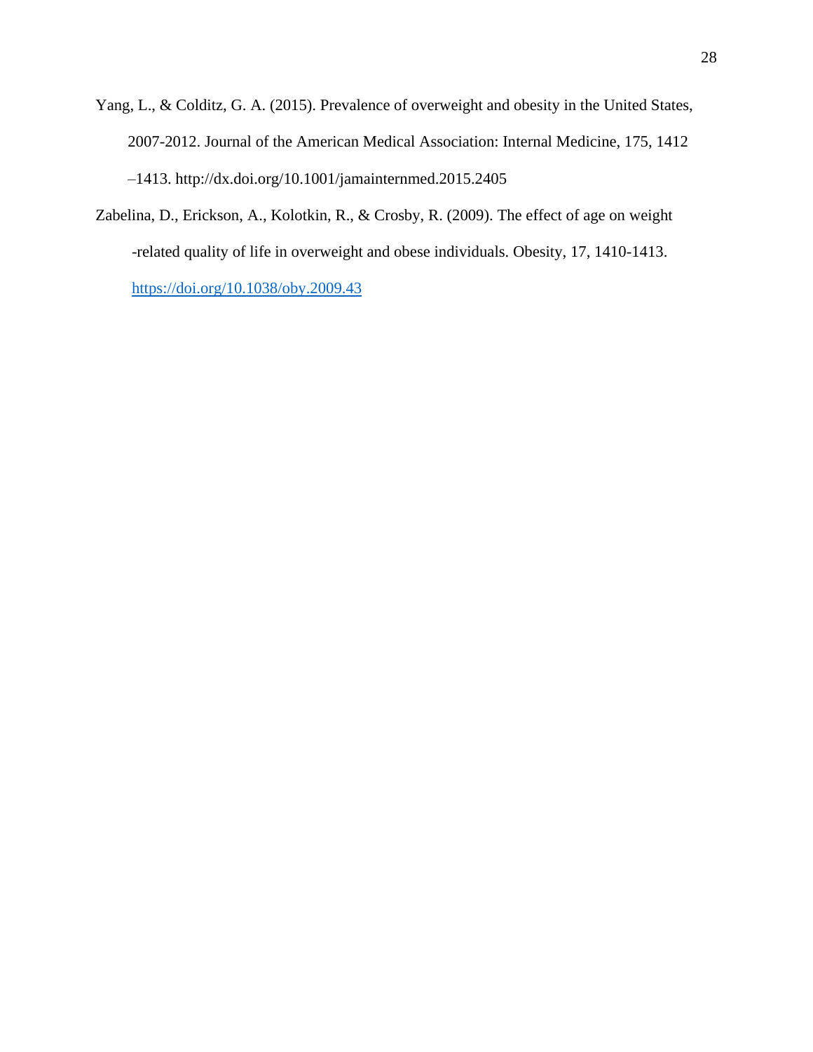Yang, L., & Colditz, G. A. (2015). Prevalence of overweight and obesity in the United States, 2007-2012. Journal of the American Medical Association: Internal Medicine, 175, 1412 –1413. http://dx.doi.org/10.1001/jamainternmed.2015.2405

Zabelina, D., Erickson, A., Kolotkin, R., & Crosby, R. (2009). The effect of age on weight -related quality of life in overweight and obese individuals. Obesity, 17, 1410-1413. https://doi.org/10.1038/oby.2009.43